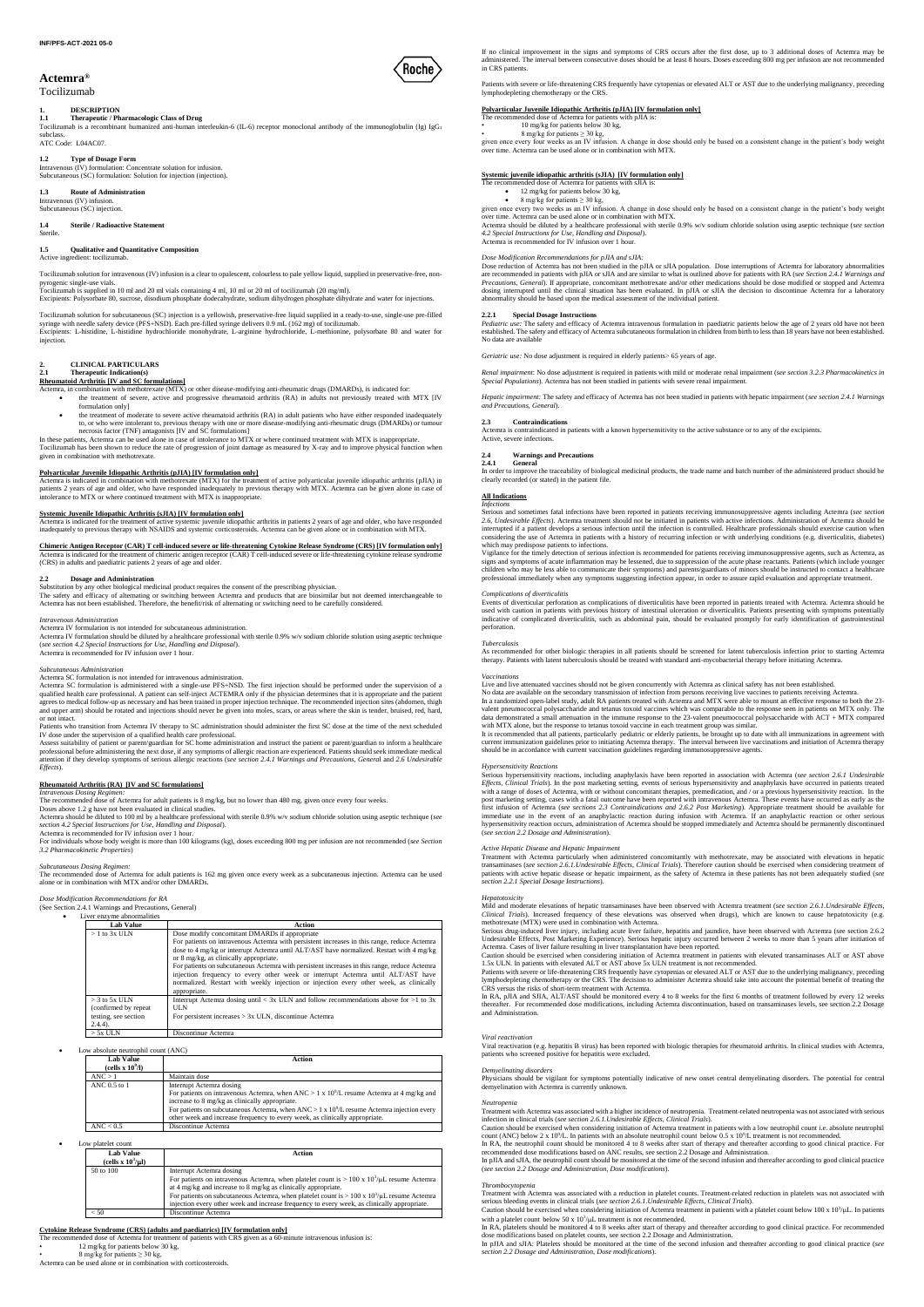INF/PFS-ACT-2021 05-0

# Actemra®

Tocilizumab

## 1. DESCRIPTION

### 1.1 Therapeutic / Pharmacologic Class of Drug

Tocilizumab is a recombinant humanized anti-human interleukin-6 (IL-6) receptor monoclonal antibody of the immunoglobulin (Ig) $IgG_1$ subclass.

ATC Code: L04AC07.

### 1.2 Type of Dosage Form

Intravenous (IV) formulation: Concentrate solution for infusion.
Subcutaneous (SC) formulation: Solution for injection (injection).

### 1.3 Route of Administration

Intravenous (IV) infusion.
Subcutaneous (SC) injection.

### 1.4 Sterile / Radioactive Statement

Sterile.

### 1.5 Qualitative and Quantitative Composition

Active ingredient: tocilizumab.

Tocilizumab solution for intravenous (IV) infusion is a clear to opalescent, colourless to pale yellow liquid, supplied in preservative-free, non-pyrogenic single-use vials.
Tocilizumab is supplied in 10 ml and 20 ml vials containing 4 ml, 10 ml or 20 ml of tocilizumab (20 mg/ml).
Excipients: Polysorbate 80, sucrose, disodium phosphate dodecahydrate, sodium dihydrogen phosphate dihydrate and water for injections.

Tocilizumab solution for subcutaneous (SC) injection is a yellowish, preservative-free liquid supplied in a ready-to-use, single-use pre-filled syringe with needle safety device (PFS+NSD). Each pre-filled syringe delivers 0.9 mL (162 mg) of tocilizumab.
Excipients: L-histidine, L-histidine hydrochloride monohydrate, L-arginine hydrochloride, L-methionine, polysorbate 80 and water for injection.

## 2. CLINICAL PARTICULARS

### 2.1 Therapeutic Indication(s)

**Rheumatoid Arthritis [IV and SC formulations]**

Actemra, in combination with methotrexate (MTX) or other disease-modifying anti-rheumatic drugs (DMARDs), is indicated for:

- the treatment of severe, active and progressive rheumatoid arthritis (RA) in adults not previously treated with MTX [IV formulation only]
- the treatment of moderate to severe active rheumatoid arthritis (RA) in adult patients who have either responded inadequately to, or who were intolerant to, previous therapy with one or more disease-modifying anti-rheumatic drugs (DMARDs) or tumour necrosis factor (TNF) antagonists [IV and SC formulations]

In these patients, Actemra can be used alone in case of intolerance to MTX or where continued treatment with MTX is inappropriate.
Tocilizumab has been shown to reduce the rate of progression of joint damage as measured by X-ray and to improve physical function when given in combination with methotrexate.

**Polyarticular Juvenile Idiopathic Arthritis (pJIA) [IV formulation only]**

Actemra is indicated in combination with methotrexate (MTX) for the treatment of active polyarticular juvenile idiopathic arthritis (pJIA) in patients 2 years of age and older, who have responded inadequately to previous therapy with MTX. Actemra can be given alone in case of intolerance to MTX or where continued treatment with MTX is inappropriate.

**Systemic Juvenile Idiopathic Arthritis (sJIA) [IV formulation only]**

Actemra is indicated for the treatment of active systemic juvenile idiopathic arthritis in patients 2 years of age and older, who have responded inadequately to previous therapy with NSAIDS and systemic corticosteroids. Actemra can be given alone or in combination with MTX.

**Chimeric Antigen Receptor (CAR) T cell-induced severe or life-threatening Cytokine Release Syndrome (CRS) [IV formulation only]**

Actemra is indicated for the treatment of chimeric antigen receptor (CAR) T cell-induced severe or life-threatening cytokine release syndrome (CRS) in adults and paediatric patients 2 years of age and older.

### 2.2 Dosage and Administration

Substitution by any other biological medicinal product requires the consent of the prescribing physician.
The safety and efficacy of alternating or switching between Actemra and products that are biosimilar but not deemed interchangeable to Actemra has not been established. Therefore, the benefit/risk of alternating or switching need to be carefully considered.

*Intravenous Administration*

Actemra IV formulation is not intended for subcutaneous administration.
Actemra IV formulation should be diluted by a healthcare professional with sterile 0.9% w/v sodium chloride solution using aseptic technique (see *section 4.2 Special Instructions for Use, Handling and Disposal*).
Actemra is recommended for IV infusion over 1 hour.

*Subcutaneous Administration*

Actemra SC formulation is not intended for intravenous administration.
Actemra SC formulation is administered with a single-use PFS+NSD. The first injection should be performed under the supervision of a qualified health care professional. A patient can self-inject ACTEMRA only if the physician determines that it is appropriate and the patient agrees to medical follow-up as necessary and has been trained in proper injection technique. The recommended injection sites (abdomen, thigh and upper arm) should be rotated and injections should never be given into moles, scars, or areas where the skin is tender, bruised, red, hard, or not intact.
Patients who transition from Actemra IV therapy to SC administration should administer the first SC dose at the time of the next scheduled IV dose under the supervision of a qualified health care professional.
Assess suitability of patient or parent/guardian for SC home administration and instruct the patient or parent/guardian to inform a healthcare professional before administering the next dose, if any symptoms of allergic reaction are experienced. Patients should seek immediate medical attention if they develop symptoms of serious allergic reactions (see *section 2.4.1 Warnings and Precautions, General* and *2.6 Undesirable Effects*).

**Rheumatoid Arthritis (RA) [IV and SC formulations]**

*Intravenous Dosing Regimen:*

The recommended dose of Actemra for adult patients is 8 mg/kg, but no lower than 480 mg, given once every four weeks.
Doses above 1.2 g have not been evaluated in clinical studies.
Actemra should be diluted to 100 ml by a healthcare professional with sterile 0.9% w/v sodium chloride solution using aseptic technique (see *section 4.2 Special Instructions for Use, Handling and Disposal*).
Actemra is recommended for IV infusion over 1 hour.
For individuals whose body weight is more than 100 kilograms (kg), doses exceeding 800 mg per infusion are not recommended (see *Section 3.2 Pharmacokinetic Properties*)

*Subcutaneous Dosing Regimen:*

The recommended dose of Actemra for adult patients is 162 mg given once every week as a subcutaneous injection. Actemra can be used alone or in combination with MTX and/or other DMARDs.

*Dose Modification Recommendations for RA*

(See Section 2.4.1 Warnings and Precautions, General)

- Liver enzyme abnormalities

| Lab Value | Action |
|---|---|
| > 1 to 3x ULN | Dose modify concomitant DMARDs if appropriate<br>For patients on intravenous Actemra with persistent increases in this range, reduce Actemra dose to 4 mg/kg or interrupt Actemra until ALT/AST have normalized. Restart with 4 mg/kg or 8 mg/kg, as clinically appropriate.<br>For patients on subcutaneous Actemra with persistent increases in this range, reduce Actemra injection frequency to every other week or interrupt Actemra until ALT/AST have normalized. Restart with weekly injection or injection every other week, as clinically appropriate. |
| > 3 to 5x ULN (confirmed by repeat testing, see section 2.4.4). | Interrupt Actemra dosing until < 3x ULN and follow recommendations above for >1 to 3x ULN<br>For persistent increases > 3x ULN, discontinue Actemra |
| > 5x ULN | Discontinue Actemra |

- Low absolute neutrophil count (ANC)

| Lab Value (cells x $10^9$/l) | Action |
|---|---|
| ANC > 1 | Maintain dose |
| ANC 0.5 to 1 | Interrupt Actemra dosing<br>For patients on intravenous Actemra, when ANC > 1 x $10^9$/L resume Actemra at 4 mg/kg and increase to 8 mg/kg as clinically appropriate.<br>For patients on subcutaneous Actemra, when ANC > 1 x $10^9$/L resume Actemra injection every other week and increase frequency to every week, as clinically appropriate. |
| ANC < 0.5 | Discontinue Actemra |

- Low platelet count

| Lab Value (cells x $10^3$/µl) | Action |
|---|---|
| 50 to 100 | Interrupt Actemra dosing<br>For patients on intravenous Actemra, when platelet count is > 100 x $10^3$/µL resume Actemra at 4 mg/kg and increase to 8 mg/kg as clinically appropriate.<br>For patients on subcutaneous Actemra, when platelet count is > 100 x $10^3$/µL resume Actemra injection every other week and increase frequency to every week, as clinically appropriate. |
| < 50 | Discontinue Actemra |

**Cytokine Release Syndrome (CRS) (adults and paediatrics) [IV formulation only]**

The recommended dose of Actemra for treatment of patients with CRS given as a 60-minute intravenous infusion is:

- 12 mg/kg for patients below 30 kg,
- 8 mg/kg for patients ≥ 30 kg,

Actemra can be used alone or in combination with corticosteroids.

If no clinical improvement in the signs and symptoms of CRS occurs after the first dose, up to 3 additional doses of Actemra may be administered. The interval between consecutive doses should be at least 8 hours. Doses exceeding 800 mg per infusion are not recommended in CRS patients.

Patients with severe or life-threatening CRS frequently have cytopenias or elevated ALT or AST due to the underlying malignancy, preceding lymphodepleting chemotherapy or the CRS.

**Polyarticular Juvenile Idiopathic Arthritis (pJIA) [IV formulation only]**

The recommended dose of Actemra for patients with pJIA is:

- 10 mg/kg for patients below 30 kg,
- 8 mg/kg for patients ≥ 30 kg,

given once every four weeks as an IV infusion. A change in dose should only be based on a consistent change in the patient's body weight over time. Actemra can be used alone or in combination with MTX.

**Systemic juvenile idiopathic arthritis (sJIA) [IV formulation only]**

The recommended dose of Actemra for patients with sJIA is:

- 12 mg/kg for patients below 30 kg,
- 8 mg/kg for patients ≥ 30 kg,

given once every two weeks as an IV infusion. A change in dose should only be based on a consistent change in the patient's body weight over time. Actemra can be used alone or in combination with MTX.
Actemra should be diluted by a healthcare professional with sterile 0.9% w/v sodium chloride solution using aseptic technique (*see section 4.2 Special Instructions for Use, Handling and Disposal*).
Actemra is recommended for IV infusion over 1 hour.

*Dose Modification Recommendations for pJIA and sJIA:*

Dose reduction of Actemra has not been studied in the pJIA or sJIA population. Dose interruptions of Actemra for laboratory abnormalities are recommended in patients with pJIA or sJIA and are similar to what is outlined above for patients with RA (see *Section 2.4.1 Warnings and Precautions, General*). If appropriate, concomitant methotrexate and/or other medications should be dose modified or stopped and Actemra dosing interrupted until the clinical situation has been evaluated. In pJIA or sJIA the decision to discontinue Actemra for a laboratory abnormality should be based upon the medical assessment of the individual patient.

#### 2.2.1 Special Dosage Instructions

*Pediatric use:* The safety and efficacy of Actemra intravenous formulation in paediatric patients below the age of 2 years old have not been established. The safety and efficacy of Actemra subcutaneous formulation in children from birth to less than 18 years have not been established. No data are available

*Geriatric use:* No dose adjustment is required in elderly patients> 65 years of age.

*Renal impairment*: No dose adjustment is required in patients with mild or moderate renal impairment (*see section 3.2.3 Pharmacokinetics in Special Populations*). Actemra has not been studied in patients with severe renal impairment.

*Hepatic impairment:* The safety and efficacy of Actemra has not been studied in patients with hepatic impairment (*see section 2.4.1 Warnings and Precautions, General*).

### 2.3 Contraindications

Actemra is contraindicated in patients with a known hypersensitivity to the active substance or to any of the excipients.
Active, severe infections.

### 2.4 Warnings and Precautions

#### 2.4.1 General

In order to improve the traceability of biological medicinal products, the trade name and batch number of the administered product should be clearly recorded (or stated) in the patient file.

**All Indications**

*Infections*

Serious and sometimes fatal infections have been reported in patients receiving immunosuppressive agents including Actemra (*see section 2.6, Undesirable Effects*). Actemra treatment should not be initiated in patients with active infections. Administration of Actemra should be interrupted if a patient develops a serious infection until the infection is controlled. Healthcare professionals should exercise caution when considering the use of Actemra in patients with a history of recurring infection or with underlying conditions (e.g. diverticulitis, diabetes) which may predispose patients to infections.
Vigilance for the timely detection of serious infection is recommended for patients receiving immunosuppressive agents, such as Actemra, as signs and symptoms of acute inflammation may be lessened, due to suppression of the acute phase reactants. Patients (which include younger children who may be less able to communicate their symptoms) and parents/guardians of minors should be instructed to contact a healthcare professional immediately when any symptoms suggesting infection appear, in order to assure rapid evaluation and appropriate treatment.

*Complications of diverticulitis*

Events of diverticular perforation as complications of diverticulitis have been reported in patients treated with Actemra. Actemra should be used with caution in patients with previous history of intestinal ulceration or diverticulitis. Patients presenting with symptoms potentially indicative of complicated diverticulitis, such as abdominal pain, should be evaluated promptly for early identification of gastrointestinal perforation.

*Tuberculosis*

As recommended for other biologic therapies in all patients should be screened for latent tuberculosis infection prior to starting Actemra therapy. Patients with latent tuberculosis should be treated with standard anti-mycobacterial therapy before initiating Actemra.

*Vaccinations*

Live and live attenuated vaccines should not be given concurrently with Actemra as clinical safety has not been established.
No data are available on the secondary transmission of infection from persons receiving live vaccines to patients receiving Actemra.
In a randomized open-label study, adult RA patients treated with Actemra and MTX were able to mount an effective response to both the 23-valent pneumococcal polysaccharide and tetanus toxoid vaccines which was comparable to the response seen in patients on MTX only. The data demonstrated a small attenuation in the immune response to the 23-valent pneumococcal polysaccharide with ACT + MTX compared with MTX alone, but the response to tetanus toxoid vaccine in each treatment group was similar.
It is recommended that all patients, particularly pediatric or elderly patients, be brought up to date with all immunizations in agreement with current immunization guidelines prior to initiating Actemra therapy. The interval between live vaccinations and initiation of Actemra therapy should be in accordance with current vaccination guidelines regarding immunosuppressive agents.

*Hypersensitivity Reactions*

Serious hypersensitivity reactions, including anaphylaxis have been reported in association with Actemra (*see section 2.6.1 Undesirable Effects, Clinical Trials*). In the post marketing setting, events of serious hypersensitivity and anaphylaxis have occurred in patients treated with a range of doses of Actemra, with or without concomitant therapies, premedication, and / or a previous hypersensitivity reaction. In the post marketing setting, cases with a fatal outcome have been reported with intravenous Actemra. These events have occurred as early as the first infusion of Actemra (*see sections 2.3 Contraindications and 2.6.2 Post Marketing*). Appropriate treatment should be available for immediate use in the event of an anaphylactic reaction during infusion with Actemra. If an anaphylactic reaction or other serious hypersensitivity reaction occurs, administration of Actemra should be stopped immediately and Actemra should be permanently discontinued (*see section 2.2 Dosage and Administration*).

*Active Hepatic Disease and Hepatic Impairment*

Treatment with Actemra particularly when administered concomitantly with methotrexate, may be associated with elevations in hepatic transaminases (*see section 2.6.1.Undesirable Effects, Clinical Trials*). Therefore caution should be exercised when considering treatment of patients with active hepatic disease or hepatic impairment, as the safety of Actemra in these patients has not been adequately studied (*see section 2.2.1 Special Dosage Instructions*).

*Hepatotoxicity*

Mild and moderate elevations of hepatic transaminases have been observed with Actemra treatment (*see section 2.6.1.Undesirable Effects, Clinical Trials*). Increased frequency of these elevations was observed when drugs), which are known to cause hepatotoxicity (e.g. methotrexate (MTX) were used in combination with Actemra.
Serious drug-induced liver injury, including acute liver failure, hepatitis and jaundice, have been observed with Actemra (see section 2.6.2 Undesirable Effects, Post Marketing Experience). Serious hepatic injury occurred between 2 weeks to more than 5 years after initiation of Actemra. Cases of liver failure resulting in liver transplantation have been reported.
Caution should be exercised when considering initiation of Actemra treatment in patients with elevated transaminases ALT or AST above 1.5x ULN. In patients with elevated ALT or AST above 5x ULN treatment is not recommended.
Patients with severe or life-threatening CRS frequently have cytopenias or elevated ALT or AST due to the underlying malignancy, preceding lymphodepleting chemotherapy or the CRS. The decision to administer Actemra should take into account the potential benefit of treating the CRS versus the risks of short-term treatment with Actemra.
In RA, pJIA and SJIA, ALT/AST should be monitored every 4 to 8 weeks for the first 6 months of treatment followed by every 12 weeks thereafter. For recommended dose modifications, including Actemra discontinuation, based on transaminases levels, see section 2.2 Dosage and Administration.

*Viral reactivation*

Viral reactivation (e.g. hepatitis B virus) has been reported with biologic therapies for rheumatoid arthritis. In clinical studies with Actemra, patients who screened positive for hepatitis were excluded.

*Demyelinating disorders*

Physicians should be vigilant for symptoms potentially indicative of new onset central demyelinating disorders. The potential for central demyelination with Actemra is currently unknown.

*Neutropenia*

Treatment with Actemra was associated with a higher incidence of neutropenia. Treatment-related neutropenia was not associated with serious infection in clinical trials (*see section 2.6.1.Undesirable Effects, Clinical Trials*).
Caution should be exercised when considering initiation of Actemra treatment in patients with a low neutrophil count i.e. absolute neutrophil count (ANC) below 2 x $10^9$/L. In patients with an absolute neutrophil count below 0.5 x $10^9$/L treatment is not recommended.
In RA, the neutrophil count should be monitored 4 to 8 weeks after start of therapy and thereafter according to good clinical practice. For recommended dose modifications based on ANC results, see section 2.2 Dosage and Administration.
In pJIA and sJIA, the neutrophil count should be monitored at the time of the second infusion and thereafter according to good clinical practice (*see section 2.2 Dosage and Administration, Dose modifications*).

*Thrombocytopenia*

Treatment with Actemra was associated with a reduction in platelet counts. Treatment-related reduction in platelets was not associated with serious bleeding events in clinical trials (*see section 2.6.1.Undesirable Effects, Clinical Trials*).
Caution should be exercised when considering initiation of Actemra treatment in patients with a platelet count below 100 x $10^3$/µL. In patients with a platelet count below 50 x $10^3$/µL treatment is not recommended.
In RA, platelets should be monitored 4 to 8 weeks after start of therapy and thereafter according to good clinical practice. For recommended dose modifications based on platelet counts, see section 2.2 Dosage and Administration.
In pJIA and sJIA: Platelets should be monitored at the time of the second infusion and thereafter according to good clinical practice (*see section 2.2 Dosage and Administration, Dose modifications*).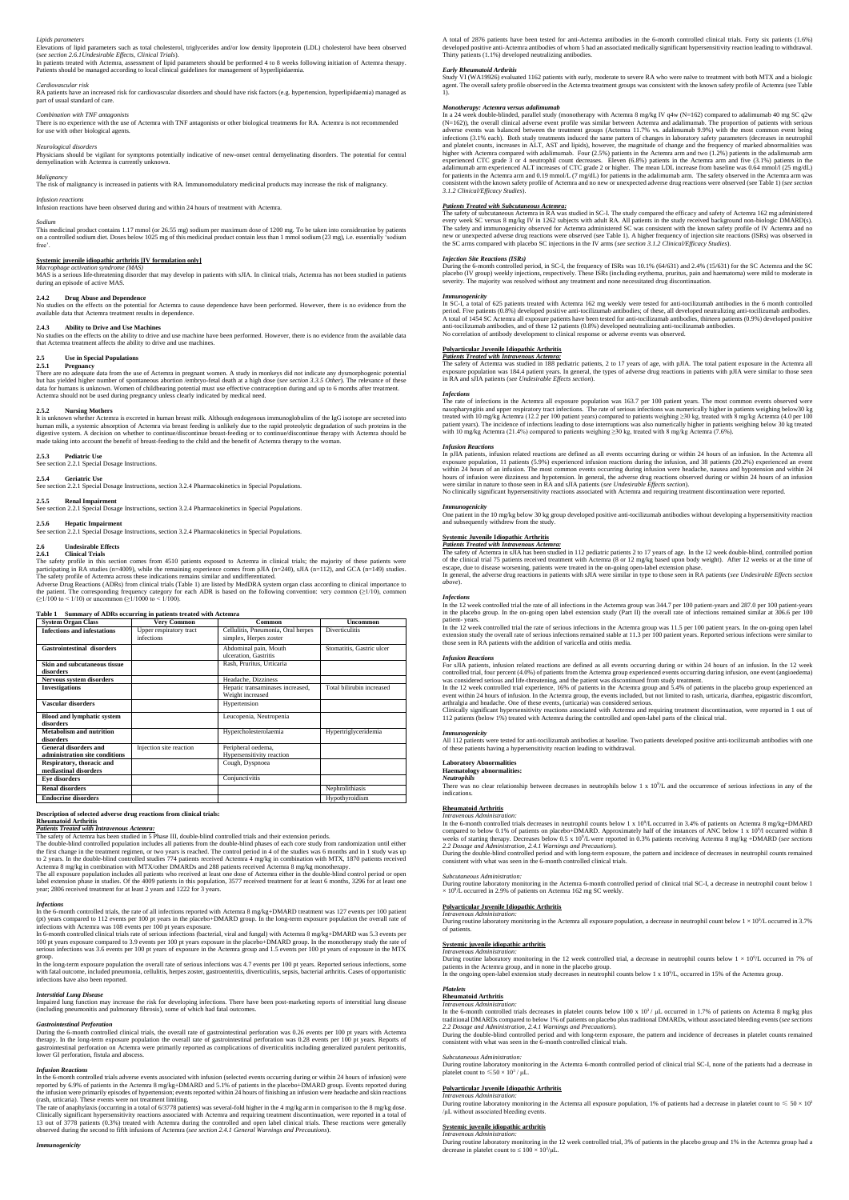*Lipids parameters*

Elevations of lipid parameters such as total cholesterol, triglycerides and/or low density lipoprotein (LDL) cholesterol have been observed (see *section 2.6.1Undesirable Effects, Clinical Trials*).

In patients treated with Actemra, assessment of lipid parameters should be performed 4 to 8 weeks following initiation of Actemra therapy. Patients should be managed according to local clinical guidelines for management of hyperlipidaemia.

*Cardiovascular risk*

RA patients have an increased risk for cardiovascular disorders and should have risk factors (e.g. hypertension, hyperlipidaemia) managed as part of usual standard of care.

*Combination with TNF antagonists*

There is no experience with the use of Actemra with TNF antagonists or other biological treatments for RA. Actemra is not recommended for use with other biological agents.

*Neurological disorders*

Physicians should be vigilant for symptoms potentially indicative of new-onset central demyelinating disorders. The potential for central demyelination with Actemra is currently unknown.

*Malignancy*

The risk of malignancy is increased in patients with RA. Immunomodulatory medicinal products may increase the risk of malignancy.

*Infusion reactions*

Infusion reactions have been observed during and within 24 hours of treatment with Actemra.

*Sodium*

This medicinal product contains 1.17 mmol (or 26.55 mg) sodium per maximum dose of 1200 mg. To be taken into consideration by patients on a controlled sodium diet. Doses below 1025 mg of this medicinal product contain less than 1 mmol sodium (23 mg), i.e. essentially 'sodium free'.

**Systemic juvenile idiopathic arthritis [IV formulation only]**

*Macrophage activation syndrome (MAS)*

MAS is a serious life-threatening disorder that may develop in patients with sJIA. In clinical trials, Actemra has not been studied in patients during an episode of active MAS.

### 2.4.2 Drug Abuse and Dependence

No studies on the effects on the potential for Actemra to cause dependence have been performed. However, there is no evidence from the available data that Actemra treatment results in dependence.

### 2.4.3 Ability to Drive and Use Machines

No studies on the effects on the ability to drive and use machine have been performed. However, there is no evidence from the available data that Actemra treatment affects the ability to drive and use machines.

## 2.5 Use in Special Populations

### 2.5.1 Pregnancy

There are no adequate data from the use of Actemra in pregnant women. A study in monkeys did not indicate any dysmorphogenic potential but has yielded higher number of spontaneous abortion /embryo-fetal death at a high dose (see *section 3.3.5 Other*). The relevance of these data for humans is unknown. Women of childbearing potential must use effective contraception during and up to 6 months after treatment. Actemra should not be used during pregnancy unless clearly indicated by medical need.

### 2.5.2 Nursing Mothers

It is unknown whether Actemra is excreted in human breast milk. Although endogenous immunoglobulins of the IgG isotope are secreted into human milk, a systemic absorption of Actemra via breast feeding is unlikely due to the rapid proteolytic degradation of such proteins in the digestive system. A decision on whether to continue/discontinue breast-feeding or to continue/discontinue therapy with Actemra should be made taking into account the benefit of breast-feeding to the child and the benefit of Actemra therapy to the woman.

### 2.5.3 Pediatric Use

See section 2.2.1 Special Dosage Instructions.

### 2.5.4 Geriatric Use

See section 2.2.1 Special Dosage Instructions, section 3.2.4 Pharmacokinetics in Special Populations.

### 2.5.5 Renal Impairment

See section 2.2.1 Special Dosage Instructions, section 3.2.4 Pharmacokinetics in Special Populations.

### 2.5.6 Hepatic Impairment

See section 2.2.1 Special Dosage Instructions, section 3.2.4 Pharmacokinetics in Special Populations.

## 2.6 Undesirable Effects

### 2.6.1 Clinical Trials

The safety profile in this section comes from 4510 patients exposed to Actemra in clinical trials; the majority of these patients were participating in RA studies (n=4009), while the remaining experience comes from pJIA (n=240), sJIA (n=112), and GCA (n=149) studies. The safety profile of Actemra across these indications remains similar and undifferentiated.

Adverse Drug Reactions (ADRs) from clinical trials (Table 1) are listed by MedDRA system organ class according to clinical importance to the patient. The corresponding frequency category for each ADR is based on the following convention: very common (≥1/10), common (≥1/100 to < 1/10) or uncommon (≥1/1000 to < 1/100).

**Table 1 Summary of ADRs occurring in patients treated with Actemra**

| System Organ Class | Very Common | Common | Uncommon |
|---|---|---|---|
| **Infections and infestations** | Upper respiratory tract infections | Cellulitis, Pneumonia, Oral herpes simplex, Herpes zoster | Diverticulitis |
| **Gastrointestinal disorders** | | Abdominal pain, Mouth ulceration, Gastritis | Stomatitis, Gastric ulcer |
| **Skin and subcutaneous tissue disorders** | | Rash, Pruritus, Urticaria | |
| **Nervous system disorders** | | Headache, Dizziness | |
| **Investigations** | | Hepatic transaminases increased, Weight increased | Total bilirubin increased |
| **Vascular disorders** | | Hypertension | |
| **Blood and lymphatic system disorders** | | Leucopenia, Neutropenia | |
| **Metabolism and nutrition disorders** | | Hypercholesterolaemia | Hypertriglyceridemia |
| **General disorders and administration site conditions** | Injection site reaction | Peripheral oedema, Hypersensitivity reaction | |
| **Respiratory, thoracic and mediastinal disorders** | | Cough, Dyspnoea | |
| **Eye disorders** | | Conjunctivitis | |
| **Renal disorders** | | | Nephrolithiasis |
| **Endocrine disorders** | | | Hypothyroidism |

**Description of selected adverse drug reactions from clinical trials:**

**Rheumatoid Arthritis**

***Patients Treated with Intravenous Actemra:***

The safety of Actemra has been studied in 5 Phase III, double-blind controlled trials and their extension periods.

The double-blind controlled population includes all patients from the double-blind phases of each core study from randomization until either the first change in the treatment regimen, or two years is reached. The control period in 4 of the studies was 6 months and in 1 study was up to 2 years. In the double-blind controlled studies 774 patients received Actemra 4 mg/kg in combination with MTX, 1870 patients received Actemra 8 mg/kg in combination with MTX/other DMARDs and 288 patients received Actemra 8 mg/kg monotherapy.

The all exposure population includes all patients who received at least one dose of Actemra either in the double-blind control period or open label extension phase in studies. Of the 4009 patients in this population, 3577 received treatment for at least 6 months, 3296 for at least one year; 2806 received treatment for at least 2 years and 1222 for 3 years.

*Infections*

In the 6-month controlled trials, the rate of all infections reported with Actemra 8 mg/kg+DMARD treatment was 127 events per 100 patient (pt) years compared to 112 events per 100 pt years in the placebo+DMARD group. In the long-term exposure population the overall rate of infections with Actemra was 108 events per 100 pt years exposure.

In 6-month controlled clinical trials rate of serious infections (bacterial, viral and fungal) with Actemra 8 mg/kg+DMARD was 5.3 events per 100 pt years exposure compared to 3.9 events per 100 pt years exposure in the placebo+DMARD group. In the monotherapy study the rate of serious infections was 3.6 events per 100 pt years of exposure in the Actemra group and 1.5 events per 100 pt years of exposure in the MTX group.

In the long-term exposure population the overall rate of serious infections was 4.7 events per 100 pt years. Reported serious infections, some with fatal outcome, included pneumonia, cellulitis, herpes zoster, gastroenteritis, diverticulitis, sepsis, bacterial arthritis. Cases of opportunistic infections have also been reported.

*Interstitial Lung Disease*

Impaired lung function may increase the risk for developing infections. There have been post-marketing reports of interstitial lung disease (including pneumonitis and pulmonary fibrosis), some of which had fatal outcomes.

*Gastrointestinal Perforation*

During the 6-month controlled clinical trials, the overall rate of gastrointestinal perforation was 0.26 events per 100 pt years with Actemra therapy. In the long-term exposure population the overall rate of gastrointestinal perforation was 0.28 events per 100 pt years. Reports of gastrointestinal perforation on Actemra were primarily reported as complications of diverticulitis including generalized purulent peritonitis, lower GI perforation, fistula and abscess.

*Infusion Reactions*

In the 6-month controlled trials adverse events associated with infusion (selected events occurring during or within 24 hours of infusion) were reported by 6.9% of patients in the Actemra 8 mg/kg+DMARD and 5.1% of patients in the placebo+DMARD group. Events reported during the infusion were primarily episodes of hypertension; events reported within 24 hours of finishing an infusion were headache and skin reactions (rash, urticaria). These events were not treatment limiting.

The rate of anaphylaxis (occurring in a total of 6/3778 patients) was several-fold higher in the 4 mg/kg arm in comparison to the 8 mg/kg dose. Clinically significant hypersensitivity reactions associated with Actemra and requiring treatment discontinuation, were reported in a total of 13 out of 3778 patients (0.3%) treated with Actemra during the controlled and open label clinical trials. These reactions were generally observed during the second to fifth infusions of Actemra (see *section 2.4.1 General Warnings and Precautions*).

*Immunogenicity*

A total of 2876 patients have been tested for anti-Actemra antibodies in the 6-month controlled clinical trials. Forty six patients (1.6%) developed positive anti-Actemra antibodies of whom 5 had an associated medically significant hypersensitivity reaction leading to withdrawal. Thirty patients (1.1%) developed neutralizing antibodies.

*Early Rheumatoid Arthritis*

Study VI (WA19926) evaluated 1162 patients with early, moderate to severe RA who were naive to treatment with both MTX and a biologic agent. The overall safety profile observed in the Actemra treatment groups was consistent with the known safety profile of Actemra (see Table 1).

*Monotherapy: Actemra versus adalimumab*

In a 24 week double-blinded, parallel study (monotherapy with Actemra 8 mg/kg IV q4w (N=162) compared to adalimumab 40 mg SC q2w (N=162)), the overall clinical adverse event profile was similar between Actemra and adalimumab. The proportion of patients with serious adverse events was balanced between the treatment groups (Actemra 11.7% vs. adalimumab 9.9%) with the most common event being infections (3.1% each). Both study treatments induced the same pattern of changes in laboratory safety parameters (decreases in neutrophil and platelet counts, increases in ALT, AST and lipids), however, the magnitude of change and the frequency of marked abnormalities was higher with Actemra compared with adalimumab. Four (2.5%) patients in the Actemra arm and two (1.2%) patients in the adalimumab arm experienced CTC grade 3 or 4 neutrophil count decreases. Eleven (6.8%) patients in the Actemra arm and five (3.1%) patients in the adalimumab arm experienced ALT increases of CTC grade 2 or higher. The mean LDL increase from baseline was 0.64 mmol/l (25 mg/dL) for patients in the Actemra arm and 0.19 mmol/L (7 mg/dL) for patients in the adalimumab arm. The safety observed in the Actemra arm was consistent with the known safety profile of Actemra and no new or unexpected adverse drug reactions were observed (see Table 1) (*see section 3.1.2 Clinical/Efficacy Studies*).

***Patients Treated with Subcutaneous Actemra:***

The safety of subcutaneous Actemra in RA was studied in SC-I. The study compared the efficacy and safety of Actemra 162 mg administered every week SC versus 8 mg/kg IV in 1262 subjects with adult RA. All patients in the study received background non-biologic DMARD(s). The safety and immunogenicity observed for Actemra administered SC was consistent with the known safety profile of IV Actemra and no new or unexpected adverse drug reactions were observed (see Table 1). A higher frequency of injection site reactions (ISRs) was observed in the SC arms compared with placebo SC injections in the IV arms (*see section 3.1.2 Clinical/Efficacy Studies*).

*Injection Site Reactions (ISRs)*

During the 6-month controlled period, in SC-I, the frequency of ISRs was 10.1% (64/631) and 2.4% (15/631) for the SC Actemra and the SC placebo (IV group) weekly injections, respectively. These ISRs (including erythema, pruritus, pain and haematoma) were mild to moderate in severity. The majority was resolved without any treatment and none necessitated drug discontinuation.

*Immunogenicity*

In SC-I, a total of 625 patients treated with Actemra 162 mg weekly were tested for anti-tocilizumab antibodies in the 6 month controlled period. Five patients (0.8%) developed positive anti-tocilizumab antibodies; of these, all developed neutralizing anti-tocilizumab antibodies. A total of 1454 SC Actemra all exposure patients have been tested for anti-tocilizumab antibodies, thirteen patients (0.9%) developed positive anti-tocilizumab antibodies, and of these 12 patients (0.8%) developed neutralizing anti-tocilizumab antibodies.

No correlation of antibody development to clinical response or adverse events was observed.

**Polyarticular Juvenile Idiopathic Arthritis**

***Patients Treated with Intravenous Actemra:***

The safety of Actemra was studied in 188 pediatric patients, 2 to 17 years of age, with pJIA. The total patient exposure in the Actemra all exposure population was 184.4 patient years. In general, the types of adverse drug reactions in patients with pJIA were similar to those seen in RA and sJIA patients (see *Undesirable Effects section*).

*Infections*

The rate of infections in the Actemra all exposure population was 163.7 per 100 patient years. The most common events observed were nasopharyngitis and upper respiratory tract infections. The rate of serious infections was numerically higher in patients weighing below30 kg treated with 10 mg/kg Actemra (12.2 per 100 patient years) compared to patients weighing ≥30 kg, treated with 8 mg/kg Actemra (4.0 per 100 patient years). The incidence of infections leading to dose interruptions was also numerically higher in patients weighing below 30 kg treated with 10 mg/kg Actemra (21.4%) compared to patients weighing ≥30 kg, treated with 8 mg/kg Actemra (7.6%).

*Infusion Reactions*

In pJIA patients, infusion related reactions are defined as all events occurring during or within 24 hours of an infusion. In the Actemra all exposure population, 11 patients (5.9%) experienced infusion reactions during the infusion, and 38 patients (20.2%) experienced an event within 24 hours of an infusion. The most common events occurring during infusion were headache, nausea and hypotension and within 24 hours of infusion were dizziness and hypotension. In general, the adverse drug reactions observed during or within 24 hours of an infusion were similar in nature to those seen in RA and sJIA patients (*see Undesirable Effects section*).

No clinically significant hypersensitivity reactions associated with Actemra and requiring treatment discontinuation were reported.

*Immunogenicity*

One patient in the 10 mg/kg below 30 kg group developed positive anti-tocilizumab antibodies without developing a hypersensitivity reaction and subsequently withdrew from the study.

**Systemic Juvenile Idiopathic Arthritis**

***Patients Treated with Intravenous Actemra:***

The safety of Actemra in sJIA has been studied in 112 pediatric patients 2 to 17 years of age. In the 12 week double-blind, controlled portion of the clinical trial 75 patients received treatment with Actemra (8 or 12 mg/kg based upon body weight). After 12 weeks or at the time of escape, due to disease worsening, patients were treated in the on-going open-label extension phase.

In general, the adverse drug reactions in patients with sJIA were similar in type to those seen in RA patients (*see Undesirable Effects section above*).

*Infections*

In the 12 week controlled trial the rate of all infections in the Actemra group was 344.7 per 100 patient-years and 287.0 per 100 patient-years in the placebo group. In the on-going open label extension study (Part II) the overall rate of infections remained similar at 306.6 per 100 patient- years.

In the 12 week controlled trial the rate of serious infections in the Actemra group was 11.5 per 100 patient years. In the on-going open label extension study the overall rate of serious infections remained stable at 11.3 per 100 patient years. Reported serious infections were similar to those seen in RA patients with the addition of varicella and otitis media.

*Infusion Reactions*

For sJIA patients, infusion related reactions are defined as all events occurring during or within 24 hours of an infusion. In the 12 week controlled trial, four percent (4.0%) of patients from the Actemra group experienced events occurring during infusion, one event (angioedema) was considered serious and life-threatening, and the patient was discontinued from study treatment.

In the 12 week controlled trial experience, 16% of patients in the Actemra group and 5.4% of patients in the placebo group experienced an event within 24 hours of infusion. In the Actemra group, the events included, but not limited to rash, urticaria, diarrhea, epigastric discomfort, arthralgia and headache. One of these events, (urticaria) was considered serious.

Clinically significant hypersensitivity reactions associated with Actemra and requiring treatment discontinuation, were reported in 1 out of 112 patients (below 1%) treated with Actemra during the controlled and open-label parts of the clinical trial.

*Immunogenicity*

All 112 patients were tested for anti-tocilizumab antibodies at baseline. Two patients developed positive anti-tocilizumab antibodies with one of these patients having a hypersensitivity reaction leading to withdrawal.

**Laboratory Abnormalities**

**Haematology abnormalities:**

***Neutrophils***

There was no clear relationship between decreases in neutrophils below $1 \times 10^9$/L and the occurrence of serious infections in any of the indications.

**Rheumatoid Arthritis**

*Intravenous Administration:*

In the 6-month controlled trials decreases in neutrophil counts below $1 \times 10^9$/L occurred in 3.4% of patients on Actemra 8 mg/kg+DMARD compared to below 0.1% of patients on placebo+DMARD. Approximately half of the instances of ANC below $1 \times 10^9$/L occurred within 8 weeks of starting therapy. Decreases below $0.5 \times 10^9$/L were reported in 0.3% patients receiving Actemra 8 mg/kg +DMARD (*see sections 2.2 Dosage and Administration, 2.4.1 Warnings and Precautions*).

During the double-blind controlled period and with long-term exposure, the pattern and incidence of decreases in neutrophil counts remained consistent with what was seen in the 6-month controlled clinical trials.

*Subcutaneous Administration:*

During routine laboratory monitoring in the Actemra 6-month controlled period of clinical trial SC-I, a decrease in neutrophil count below $1 \times 10^9$/L occurred in 2.9% of patients on Actemra 162 mg SC weekly.

**Polyarticular Juvenile Idiopathic Arthritis**

*Intravenous Administration:*

During routine laboratory monitoring in the Actemra all exposure population, a decrease in neutrophil count below $1 \times 10^9$/L occurred in 3.7% of patients.

**Systemic juvenile idiopathic arthritis**

*Intravenous Administration:*

During routine laboratory monitoring in the 12 week controlled trial, a decrease in neutrophil counts below $1 \times 10^9$/L occurred in 7% of patients in the Actemra group, and in none in the placebo group.

In the ongoing open-label extension study decreases in neutrophil counts below $1 \times 10^9$/L, occurred in 15% of the Actemra group.

***Platelets***

**Rheumatoid Arthritis**

*Intravenous Administration:*

In the 6-month controlled trials decreases in platelet counts below $100 \times 10^3$ / µL occurred in 1.7% of patients on Actemra 8 mg/kg plus traditional DMARDs compared to below 1% of patients on placebo plus traditional DMARDs, without associated bleeding events (*see sections 2.2 Dosage and Administration, 2.4.1 Warnings and Precautions*).

During the double-blind controlled period and with long-term exposure, the pattern and incidence of decreases in platelet counts remained consistent with what was seen in the 6-month controlled clinical trials.

*Subcutaneous Administration:*

During routine laboratory monitoring in the Actemra 6-month controlled period of clinical trial SC-I, none of the patients had a decrease in platelet count to $\leq 50 \times 10^3$ / µL.

**Polyarticular Juvenile Idiopathic Arthritis**

*Intravenous Administration:*

During routine laboratory monitoring in the Actemra all exposure population, 1% of patients had a decrease in platelet count to $\leq 50 \times 10^3$ /µL without associated bleeding events.

**Systemic juvenile idiopathic arthritis**

*Intravenous Administration:*

During routine laboratory monitoring in the 12 week controlled trial, 3% of patients in the placebo group and 1% in the Actemra group had a decrease in platelet count to $\leq 100 \times 10^3$/µL.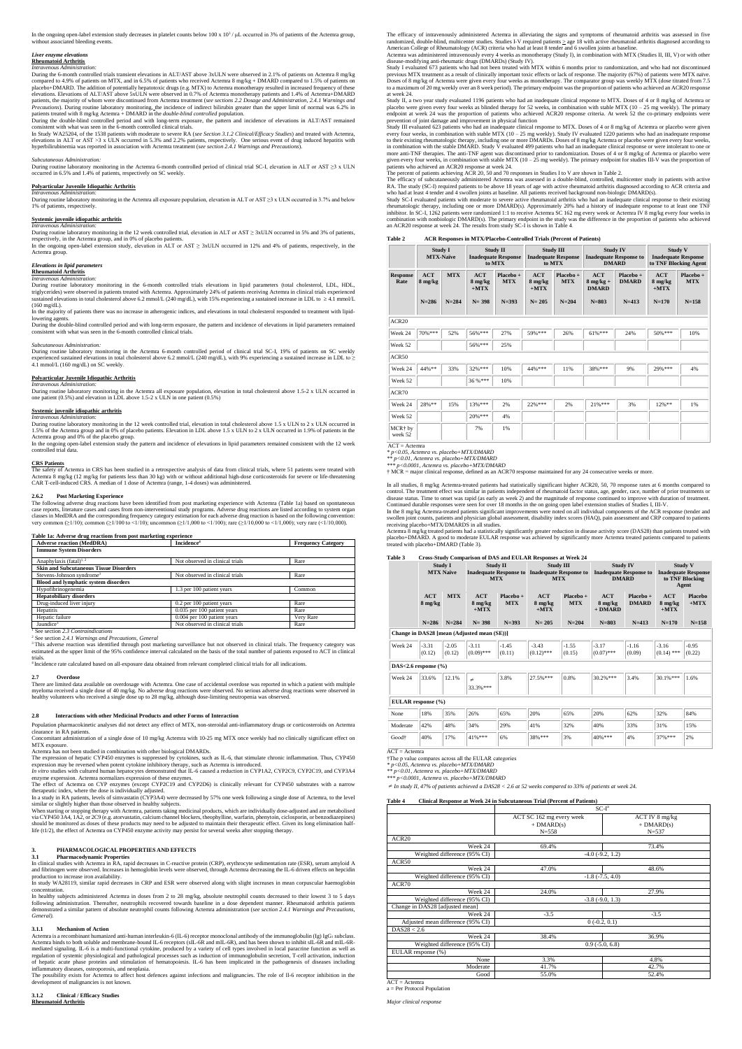In the ongoing open-label extension study decreases in platelet counts below 100 x $10^3$ / µL occurred in 3% of patients of the Actemra group, without associated bleeding events.

### *Liver enzyme elevations*

**Rheumatoid Arthritis**

*Intravenous Administration:*

During the 6-month controlled trials transient elevations in ALT/AST above 3xULN were observed in 2.1% of patients on Actemra 8 mg/kg compared to 4.9% of patients on MTX, and in 6.5% of patients who received Actemra 8 mg/kg + DMARD compared to 1.5% of patients on placebo+DMARD. The addition of potentially hepatotoxic drugs (e.g. MTX) to Actemra monotherapy resulted in increased frequency of these elevations. Elevations of ALT/AST above 5xULN were observed in 0.7% of Actemra monotherapy patients and 1.4% of Actemra+DMARD patients, the majority of whom were discontinued from Actemra treatment (*see sections 2.2 Dosage and Administration, 2.4.1 Warnings and Precautions*). During routine laboratory monitoring, the incidence of indirect bilirubin greater than the upper limit of normal was 6.2% in patients treated with 8 mg/kg Actemra + DMARD in the *double-blind controlled* population.

During the double-blind controlled period and with long-term exposure, the pattern and incidence of elevations in ALT/AST remained consistent with what was seen in the 6-month controlled clinical trials.

In Study WA25204, of the 1538 patients with moderate to severe RA (*see Section 3.1.2 Clinical/Efficacy Studies*) and treated with Actemra, elevations in ALT or AST >3 x ULN occurred in 5.3% and 2.2% patients, respectively. One serious event of drug induced hepatitis with hyperbilirubinemia was reported in association with Actemra treatment (*see section 2.4.1 Warnings and Precautions*).

*Subcutaneous Administration:*

During routine laboratory monitoring in the Actemra 6-month controlled period of clinical trial SC-I, elevation in ALT or AST ≥3 x ULN occurred in 6.5% and 1.4% of patients, respectively on SC weekly.

**Polyarticular Juvenile Idiopathic Arthritis**

*Intravenous Administration:*

During routine laboratory monitoring in the Actemra all exposure population, elevation in ALT or AST ≥3 x ULN occurred in 3.7% and below 1% of patients, respectively.

**Systemic juvenile idiopathic arthritis**

*Intravenous Administration:*

During routine laboratory monitoring in the 12 week controlled trial, elevation in ALT or AST ≥ 3xULN occurred in 5% and 3% of patients, respectively, in the Actemra group, and in 0% of placebo patients.

In the ongoing open-label extension study, elevation in ALT or AST ≥ 3xULN occurred in 12% and 4% of patients, respectively, in the Actemra group.

### *Elevations in lipid parameters*

**Rheumatoid Arthritis**

*Intravenous Administration:*

During routine laboratory monitoring in the 6-month controlled trials elevations in lipid parameters (total cholesterol, LDL, HDL, triglycerides) were observed in patients treated with Actemra. Approximately 24% of patients receiving Actemra in clinical trials experienced sustained elevations in total cholesterol above 6.2 mmol/L (240 mg/dL), with 15% experiencing a sustained increase in LDL to ≥ 4.1 mmol/L (160 mg/dL).

In the majority of patients there was no increase in atherogenic indices, and elevations in total cholesterol responded to treatment with lipid-lowering agents.

During the double-blind controlled period and with long-term exposure, the pattern and incidence of elevations in lipid parameters remained consistent with what was seen in the 6-month controlled clinical trials.

*Subcutaneous Administration:*

During routine laboratory monitoring in the Actemra 6-month controlled period of clinical trial SC-I, 19% of patients on SC weekly experienced sustained elevations in total cholesterol above 6.2 mmol/L (240 mg/dL), with 9% experiencing a sustained increase in LDL to ≥ 4.1 mmol/L (160 mg/dL) on SC weekly.

**Polyarticular Juvenile Idiopathic Arthritis**

*Intravenous Administration:*

During routine laboratory monitoring in the Actemra all exposure population, elevation in total cholesterol above 1.5-2 x ULN occurred in one patient (0.5%) and elevation in LDL above 1.5-2 x ULN in one patient (0.5%)

**Systemic juvenile idiopathic arthritis**

*Intravenous Administration:*

During routine laboratory monitoring in the 12 week controlled trial, elevation in total cholesterol above 1.5 x ULN to 2 x ULN occurred in 1.5% of the Actemra group and in 0% of placebo patients. Elevation in LDL above 1.5 x ULN to 2 x ULN occurred in 1.9% of patients in the Actemra group and 0% of the placebo group.

In the ongoing open-label extension study the pattern and incidence of elevations in lipid parameters remained consistent with the 12 week controlled trial data.

**CRS Patients**

The safety of Actemra in CRS has been studied in a retrospective analysis of data from clinical trials, where 51 patients were treated with Actemra 8 mg/kg (12 mg/kg for patients less than 30 kg) with or without additional high-dose corticosteroids for severe or life-threatening CAR T-cell-induced CRS. A median of 1 dose of Actemra (range, 1-4 doses) was administered.

### 2.6.2 Post Marketing Experience

The following adverse drug reactions have been identified from post marketing experience with Actemra (Table 1a) based on spontaneous case reports, literature cases and cases from non-interventional study programs. Adverse drug reactions are listed according to system organ classes in MedDRA and the corresponding frequency category estimation for each adverse drug reaction is based on the following convention: very common (≥1/10); common (≥1/100 to <1/10); uncommon (≥1/1,000 to <1/100); rare (≥1/10,000 to <1/1,000); very rare (<1/10,000).

**Table 1a: Adverse drug reactions from post marketing experience**

| Adverse reaction (MedDRA) | Incidence[4] | Frequency Category |
|---|---|---|
| **Immune System Disorders** | | |
| Anaphylaxis (fatal)[1, 2] | Not observed in clinical trials | Rare |
| **Skin and Subcutaneous Tissue Disorders** | | |
| Stevens-Johnson syndrome[3] | Not observed in clinical trials | Rare |
| **Blood and lymphatic system disorders** | | |
| Hypofibrinogenemia | 1.3 per 100 patient years | Common |
| **Hepatobiliary disorders** | | |
| Drug-induced liver injury | 0.2 per 100 patient years | Rare |
| Hepatitis | 0.035 per 100 patient years | Rare |
| Hepatic failure | 0.004 per 100 patient years | Very Rare |
| Jaundice[3] | Not observed in clinical trials | Rare |

[1] See section *2.3 Contraindications*

[2] See section *2.4.1 Warnings and Precautions, General*

[3] This adverse reaction was identified through post marketing surveillance but not observed in clinical trials. The frequency category was estimated as the upper limit of the 95% confidence interval calculated on the basis of the total number of patients exposed to ACT in clinical trials.

[4] Incidence rate calculated based on all-exposure data obtained from relevant completed clinical trials for all indications.

### 2.7 Overdose

There are limited data available on overdosage with Actemra. One case of accidental overdose was reported in which a patient with multiple myeloma received a single dose of 40 mg/kg. No adverse drug reactions were observed. No serious adverse drug reactions were observed in healthy volunteers who received a single dose up to 28 mg/kg, although dose-limiting neutropenia was observed.

### 2.8 Interactions with other Medicinal Products and other Forms of Interaction

Population pharmacokinetic analyses did not detect any effect of MTX, non-steroidal anti-inflammatory drugs or corticosteroids on Actemra clearance in RA patients.

Concomitant administration of a single dose of 10 mg/kg Actemra with 10-25 mg MTX once weekly had no clinically significant effect on MTX exposure.

Actemra has not been studied in combination with other biological DMARDs.

The expression of hepatic CYP450 enzymes is suppressed by cytokines, such as IL-6, that stimulate chronic inflammation. Thus, CYP450 expression may be reversed when potent cytokine inhibitory therapy, such as Actemra is introduced.

*In vitro* studies with cultured human hepatocytes demonstrated that IL-6 caused a reduction in CYP1A2, CYP2C9, CYP2C19, and CYP3A4 enzyme expression. Actemra normalizes expression of these enzymes.

The effect of Actemra on CYP enzymes (except CYP2C19 and CYP2D6) is clinically relevant for CYP450 substrates with a narrow therapeutic index, where the dose is individually adjusted.

In a study in RA patients, levels of simvastatin (CYP3A4) were decreased by 57% one week following a single dose of Actemra, to the level similar or slightly higher than those observed in healthy subjects.

When starting or stopping therapy with Actemra, patients taking medicinal products, which are individually dose-adjusted and are metabolised via CYP450 3A4, 1A2, or 2C9 (e.g. atorvastatin, calcium channel blockers, theophylline, warfarin, phenytoin, ciclosporin, or benzodiazepines) should be monitored as doses of these products may need to be adjusted to maintain their therapeutic effect. Given its long elimination half-life (t1/2), the effect of Actemra on CYP450 enzyme activity may persist for several weeks after stopping therapy.

## 3. PHARMACOLOGICAL PROPERTIES AND EFFECTS

### 3.1 Pharmacodynamic Properties

In clinical studies with Actemra in RA, rapid decreases in C-reactive protein (CRP), erythrocyte sedimentation rate (ESR), serum amyloid A and fibrinogen were observed. Increases in hemoglobin levels were observed, through Actemra decreasing the IL-6 driven effects on hepcidin production to increase iron availability.

In study WA28119, similar rapid decreases in CRP and ESR were observed along with slight increases in mean corpuscular haemoglobin concentration.

In healthy subjects administered Actemra in doses from 2 to 28 mg/kg, absolute neutrophil counts decreased to their lowest 3 to 5 days following administration. Thereafter, neutrophils recovered towards baseline in a dose dependent manner. Rheumatoid arthritis patients demonstrated a similar pattern of absolute neutrophil counts following Actemra administration (*see section 2.4.1 Warnings and Precautions, General).*

#### 3.1.1 Mechanism of Action

Actemra is a recombinant humanized anti-human interleukin-6 (IL-6) receptor monoclonal antibody of the immunoglobulin (Ig) $IgG_1$ subclass. Actemra binds to both soluble and membrane-bound IL-6 receptors (sIL-6R and mIL-6R), and has been shown to inhibit sIL-6R and mIL-6R-mediated signaling. IL-6 is a multi-functional cytokine, produced by a variety of cell types involved in local paracrine function as well as regulation of systemic physiological and pathological processes such as induction of immunoglobulin secretion, T-cell activation, induction of hepatic acute phase proteins and stimulation of hematopoiesis. IL-6 has been implicated in the pathogenesis of diseases including inflammatory diseases, osteoporosis, and neoplasia.

The possibility exists for Actemra to affect host defences against infections and malignancies. The role of Il-6 receptor inhibition in the development of malignancies is not known.

#### 3.1.2 Clinical / Efficacy Studies

**Rheumatoid Arthritis**

The efficacy of intravenously administered Actemra in alleviating the signs and symptoms of rheumatoid arthritis was assessed in five randomized, double-blind, multicenter studies. Studies I-V required patients ≥ age 18 with active rheumatoid arthritis diagnosed according to American College of Rheumatology (ACR) criteria who had at least 8 tender and 6 swollen joints at baseline.

Actemra was administered intravenously every 4 weeks as monotherapy (Study I), in combination with MTX (Studies II, III, V) or with other disease-modifying anti-rheumatic drugs (DMARDs) (Study IV).

Study I evaluated 673 patients who had not been treated with MTX within 6 months prior to randomization, and who had not discontinued previous MTX treatment as a result of clinically important toxic effects or lack of response. The majority (67%) of patients were MTX naïve. Doses of 8 mg/kg of Actemra were given every four weeks as monotherapy. The comparator group was weekly MTX (dose titrated from 7.5 to a maximum of 20 mg weekly over an 8 week period). The primary endpoint was the proportion of patients who achieved an ACR20 response at week 24.

Study II, a two year study evaluated 1196 patients who had an inadequate clinical response to MTX. Doses of 4 or 8 mg/kg of Actemra or placebo were given every four weeks as blinded therapy for 52 weeks, in combination with stable MTX (10 – 25 mg weekly). The primary endpoint at week 24 was the proportion of patients who achieved ACR20 response criteria. At week 52 the co-primary endpoints were prevention of joint damage and improvement in physical function

Study III evaluated 623 patients who had an inadequate clinical response to MTX. Doses of 4 or 8 mg/kg of Actemra or placebo were given every four weeks, in combination with stable MTX (10 – 25 mg weekly). Study IV evaluated 1220 patients who had an inadequate response to their existing rheumatologic therapy, including one or more DMARDs. Doses of 8 mg/kg Actemra or placebo were given every four weeks, in combination with the stable DMARD. Study V evaluated 499 patients who had an inadequate clinical response or were intolerant to one or more anti-TNF therapies. The anti-TNF agent was discontinued prior to randomization. Doses of 4 or 8 mg/kg of Actemra or placebo were given every four weeks, in combination with stable MTX (10 – 25 mg weekly). The primary endpoint for studies III-V was the proportion of patients who achieved an ACR20 response at week 24.

The percent of patients achieving ACR 20, 50 and 70 responses in Studies I to V are shown in Table 2.

The efficacy of subcutaneously administered Actemra was assessed in a double-blind, controlled, multicenter study in patients with active RA. The study (SC-I) required patients to be above 18 years of age with active rheumatoid arthritis diagnosed according to ACR criteria and who had at least 4 tender and 4 swollen joints at baseline. All patients received background non-biologic DMARD(s).

Study SC-I evaluated patients with moderate to severe active rheumatoid arthritis who had an inadequate clinical response to their existing rheumatologic therapy, including one or more DMARD(s). Approximately 20% had a history of inadequate response to at least one TNF inhibitor. In SC-I, 1262 patients were randomized 1:1 to receive Actemra SC 162 mg every week or Actemra IV 8 mg/kg every four weeks in combination with nonbiologic DMARD(s). The primary endpoint in the study was the difference in the proportion of patients who achieved an ACR20 response at week 24. The results from study SC-I is shown in Table 4.

**Table 2 ACR Responses in MTX/Placebo-Controlled Trials (Percent of Patients)**

| | Study I MTX-Naïve | | Study II Inadequate Response to MTX | | Study III Inadequate Response to MTX | | Study IV Inadequate Response to DMARD | | Study V Inadequate Response to TNF Blocking Agent | |
|---|---|---|---|---|---|---|---|---|---|---|
| **Response Rate** | **ACT 8 mg/kg** | **MTX** | **ACT 8 mg/kg +MTX** | **Placebo + MTX** | **ACT 8 mg/kg +MTX** | **Placebo + MTX** | **ACT 8 mg/kg + DMARD** | **Placebo + DMARD** | **ACT 8 mg/kg +MTX** | **Placebo + MTX** |
| | **N=286** | **N=284** | **N= 398** | **N=393** | **N= 205** | **N=204** | **N=803** | **N=413** | **N=170** | **N=158** |
| ACR20 | | | | | | | | | | |
| Week 24 | 70%*** | 52% | 56%*** | 27% | 59%*** | 26% | 61%*** | 24% | 50%*** | 10% |
| Week 52 | | | 56%*** | 25% | | | | | | |
| ACR50 | | | | | | | | | | |
| Week 24 | 44%** | 33% | 32%*** | 10% | 44%*** | 11% | 38%*** | 9% | 29%*** | 4% |
| Week 52 | | | 36 %*** | 10% | | | | | | |
| ACR70 | | | | | | | | | | |
| Week 24 | 28%** | 15% | 13%*** | 2% | 22%*** | 2% | 21%*** | 3% | 12%** | 1% |
| Week 52 | | | 20%*** | 4% | | | | | | |
| MCR† by week 52 | | | 7% | 1% | | | | | | |

ACT = Actemra

* *p<0.05, Actemra vs. placebo+MTX/DMARD*

** *p<0.01, Actemra vs. placebo+MTX/DMARD*

*** *p<0.0001, Actemra vs. placebo+MTX/DMARD*

† MCR = major clinical response, defined as an ACR70 response maintained for any 24 consecutive weeks or more.

In all studies, 8 mg/kg Actemra-treated patients had statistically significant higher ACR20, 50, 70 response rates at 6 months compared to control. The treatment effect was similar in patients independent of rheumatoid factor status, age, gender, race, number of prior treatments or disease status. Time to onset was rapid (as early as week 2) and the magnitude of response continued to improve with duration of treatment. Continued durable responses were seen for over 18 months in the on going open label extension studies of Studies I, III-V.

In the 8 mg/kg Actemra-treated patients significant improvements were noted on all individual components of the ACR response (tender and swollen joint counts, patients and physician global assessment, disability index scores (HAQ), pain assessment and CRP compared to patients receiving placebo+MTX/DMARDS in all studies.

Actemra 8 mg/kg treated patients had a statistically significantly greater reduction in disease activity score (DAS28) than patients treated with placebo+DMARD. A good to moderate EULAR response was achieved by significantly more Actemra treated patients compared to patients treated with placebo+DMARD (Table 3).

**Table 3 Cross-Study Comparison of DAS and EULAR Responses at Week 24**

| | Study I MTX-Naïve | | Study II Inadequate Response to MTX | | Study III Inadequate Response to MTX | | Study IV Inadequate Response to DMARD | | Study V Inadequate Response to TNF Blocking Agent | |
|---|---|---|---|---|---|---|---|---|---|---|
| | **ACT 8 mg/kg** | **MTX** | **ACT 8 mg/kg +MTX** | **Placebo + MTX** | **ACT 8 mg/kg +MTX** | **Placebo + MTX** | **ACT 8 mg/kg + DMARD** | **Placebo + DMARD** | **ACT 8 mg/kg +MTX** | **Placebo +MTX** |
| | **N=286** | **N=284** | **N= 398** | **N=393** | **N= 205** | **N=204** | **N=803** | **N=413** | **N=170** | **N=158** |
| **Change in DAS28 [mean (Adjusted mean (SE)]** | | | | | | | | | | |
| Week 24 | -3.31 (0.12) | -2.05 (0.12) | -3.11 (0.09)*** | -1.45 (0.11) | -3.43 (0.12)*** | -1.55 (0.15) | -3.17 (0.07)*** | -1.16 (0.09) | -3.16 (0.14) *** | -0.95 (0.22) |
| **DAS<2.6 response (%)** | | | | | | | | | | |
| Week 24 | 33.6% | 12.1% | ≠ 33.3%*** | 3.8% | 27.5%*** | 0.8% | 30.2%*** | 3.4% | 30.1%*** | 1.6% |
| **EULAR response (%)** | | | | | | | | | | |
| None | 18% | 35% | 26% | 65% | 20% | 65% | 20% | 62% | 32% | 84% |
| Moderate | 42% | 48% | 34% | 29% | 41% | 32% | 40% | 33% | 31% | 15% |
| Good† | 40% | 17% | 41%*** | 6% | 38%*** | 3% | 40%*** | 4% | 37%*** | 2% |

ACT = Actemra

†The p value compares across all the EULAR categories

* *p<0.05, Actemra vs. placebo+MTX/DMARD*

** *p<0.01, Actemra vs. placebo+MTX/DMARD*

*** *p<0.0001, Actemra vs. placebo+MTX/DMARD*

≠ *In study II, 47% of patients achieved a DAS28 < 2.6 at 52 weeks compared to 33% of patients at week 24.*

**Table 4 Clinical Response at Week 24 in Subcutaneous Trial (Percent of Patients)**

| | SC-I[a] | |
|---|---|---|
| | ACT SC 162 mg every week + DMARD(s) N=558 | ACT IV 8 mg/kg + DMARD(s) N=537 |
| ACR20 | | |
| Week 24 | 69.4% | 73.4% |
| Weighted difference (95% CI) | -4.0 (-9.2, 1.2) | |
| ACR50 | | |
| Week 24 | 47.0% | 48.6% |
| Weighted difference (95% CI) | -1.8 (-7.5, 4.0) | |
| ACR70 | | |
| Week 24 | 24.0% | 27.9% |
| Weighted difference (95% CI) | -3.8 (-9.0, 1.3) | |
| Change in DAS28 [adjusted mean] | | |
| Week 24 | -3.5 | -3.5 |
| Adjusted mean difference (95% CI) | 0 (-0.2, 0.1) | |
| DAS28 < 2.6 | | |
| Week 24 | 38.4% | 36.9% |
| Weighted difference (95% CI) | 0.9 (-5.0, 6.8) | |
| EULAR response (%) | | |
| None | 3.3% | 4.8% |
| Moderate | 41.7% | 42.7% |
| Good | 55.0% | 52.4% |

ACT = Actemra

a = Per Protocol Population

*Major clinical response*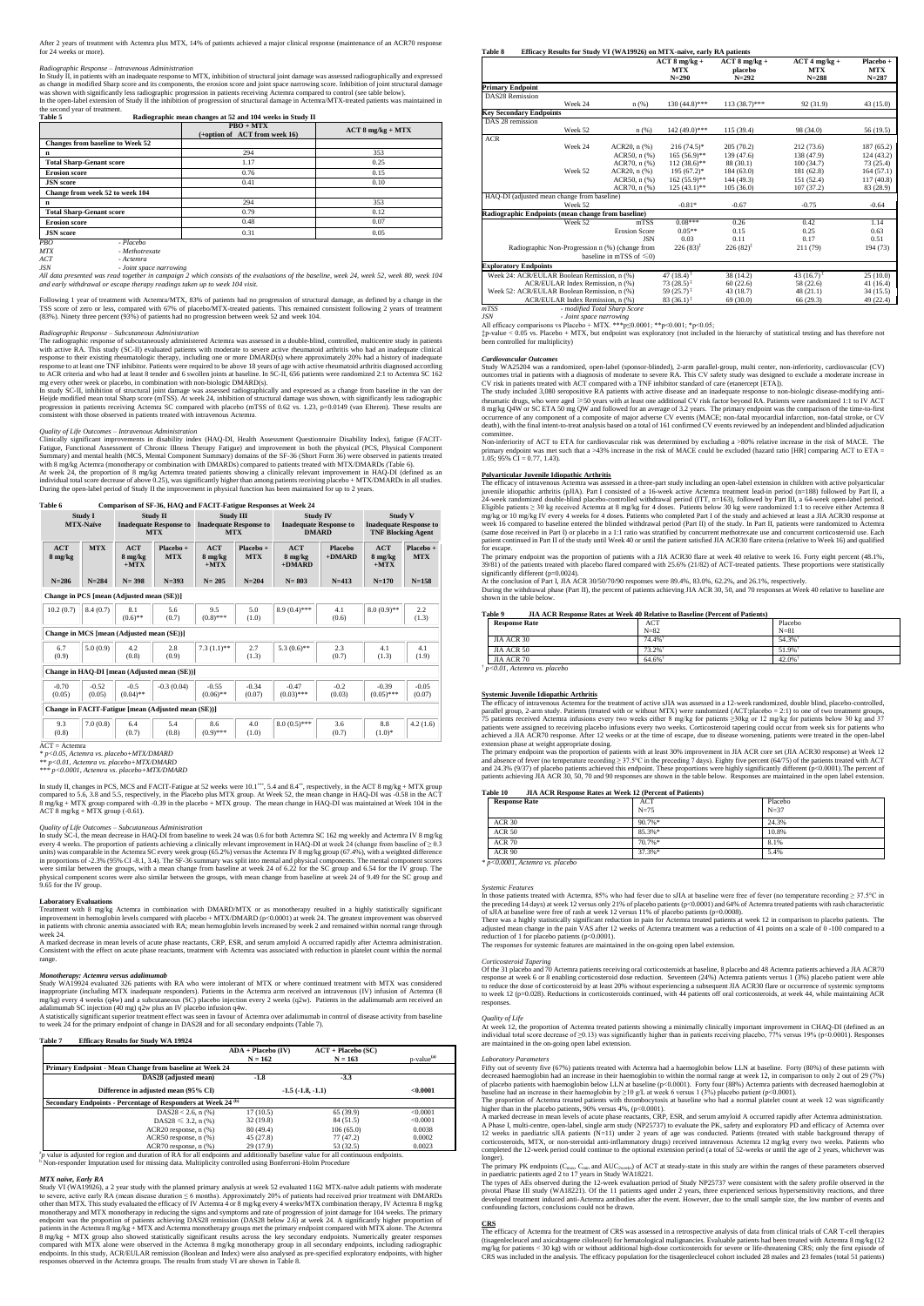After 2 years of treatment with Actemra plus MTX, 14% of patients achieved a major clinical response (maintenance of an ACR70 response for 24 weeks or more).

*Radiographic Response – Intravenous Administration*

In Study II, in patients with an inadequate response to MTX, inhibition of structural joint damage was assessed radiographically and expressed as change in modified Sharp score and its components, the erosion score and joint space narrowing score. Inhibition of joint structural damage was shown with significantly less radiographic progression in patients receiving Actemra compared to control (see table below).

In the open-label extension of Study II the inhibition of progression of structural damage in Actemra/MTX-treated patients was maintained in the second year of treatment.

**Table 5 Radiographic mean changes at 52 and 104 weeks in Study II**

| | PBO + MTX (+option of ACT from week 16) | ACT 8 mg/kg + MTX |
|---|---|---|
| **Changes from baseline to Week 52** | | |
| **n** | 294 | 353 |
| **Total Sharp-Genant score** | 1.17 | 0.25 |
| **Erosion score** | 0.76 | 0.15 |
| **JSN score** | 0.41 | 0.10 |
| **Change from week 52 to week 104** | | |
| **n** | 294 | 353 |
| **Total Sharp-Genant score** | 0.79 | 0.12 |
| **Erosion score** | 0.48 | 0.07 |
| **JSN score** | 0.31 | 0.05 |

*PBO - Placebo*
*MTX - Methotrexate*
*ACT - Actemra*
*JSN - Joint space narrowing*

*All data presented was read together in campaign 2 which consists of the evaluations of the baseline, week 24, week 52, week 80, week 104 and early withdrawal or escape therapy readings taken up to week 104 visit.*

Following 1 year of treatment with Actemra/MTX, 83% of patients had no progression of structural damage, as defined by a change in the TSS score of zero or less, compared with 67% of placebo/MTX-treated patients. This remained consistent following 2 years of treatment (83%). Ninety three percent (93%) of patients had no progression between week 52 and week 104.

*Radiographic Response – Subcutaneous Administration*

The radiographic response of subcutaneously administered Actemra was assessed in a double-blind, controlled, multicentre study in patients with active RA. This study (SC-II) evaluated patients with moderate to severe active rheumatoid arthritis who had an inadequate clinical response to their existing rheumatologic therapy, including one or more DMARD(s) where approximately 20% had a history of inadequate response to at least one TNF inhibitor. Patients were required to be above 18 years of age with active rheumatoid arthritis diagnosed according to ACR criteria and who had at least 8 tender and 6 swollen joints at baseline. In SC-II, 656 patients were randomized 2:1 to Actemra SC 162 mg every other week or placebo, in combination with non-biologic DMARD(s).

In study SC-II, inhibition of structural joint damage was assessed radiographically and expressed as a change from baseline in the van der Heijde modified mean total Sharp score (mTSS). At week 24, inhibition of structural damage was shown, with significantly less radiographic progression in patients receiving Actemra SC compared with placebo (mTSS of 0.62 vs. 1.23, p=0.0149 (van Elteren). These results are consistent with those observed in patients treated with intravenous Actemra.

*Quality of Life Outcomes – Intravenous Administration*

Clinically significant improvements in disability index (HAQ-DI, Health Assessment Questionnaire Disability Index), fatigue (FACIT-Fatigue, Functional Assessment of Chronic Illness Therapy Fatigue) and improvement in both the physical (PCS, Physical Component Summary) and mental health (MCS, Mental Component Summary) domains of the SF-36 (Short Form 36) were observed in patients treated with 8 mg/kg Actemra (monotherapy or combination with DMARDs) compared to patients treated with MTX/DMARDs (Table 6).

At week 24, the proportion of 8 mg/kg Actemra treated patients showing a clinically relevant improvement in HAQ-DI (defined as an individual total score decrease of above 0.25), was significantly higher than among patients receiving placebo + MTX/DMARDs in all studies. During the open-label period of Study II the improvement in physical function has been maintained for up to 2 years.

**Table 6 Comparison of SF-36, HAQ and FACIT-Fatigue Responses at Week 24**

| Study I MTX-Naive | | Study II Inadequate Response to MTX | | Study III Inadequate Response to MTX | | Study IV Inadequate Response to DMARD | | Study V Inadequate Response to TNF Blocking Agent | |
|---|---|---|---|---|---|---|---|---|---|
| ACT 8 mg/kg | MTX | ACT 8 mg/kg +MTX | Placebo + MTX | ACT 8 mg/kg +MTX | Placebo + MTX | ACT 8 mg/kg +DMARD | Placebo +DMARD | ACT 8 mg/kg +MTX | Placebo + MTX |
| N=286 | N=284 | N= 398 | N=393 | N= 205 | N=204 | N= 803 | N=413 | N=170 | N=158 |
| **Change in PCS [mean (Adjusted mean (SE))]** | | | | | | | | | |
| 10.2 (0.7) | 8.4 (0.7) | 8.1 (0.6)** | 5.6 (0.7) | 9.5 (0.8)*** | 5.0 (1.0) | 8.9 (0.4)*** | 4.1 (0.6) | 8.0 (0.9)** | 2.2 (1.3) |
| **Change in MCS [mean (Adjusted mean (SE))]** | | | | | | | | | |
| 6.7 (0.9) | 5.0 (0.9) | 4.2 (0.8) | 2.8 (0.9) | 7.3 (1.1)** | 2.7 (1.3) | 5.3 (0.6)** | 2.3 (0.7) | 4.1 (1.3) | 4.1 (1.9) |
| **Change in HAQ-DI [mean (Adjusted mean (SE))]** | | | | | | | | | |
| -0.70 (0.05) | -0.52 (0.05) | -0.5 (0.04)** | -0.3 (0.04) | -0.55 (0.06)** | -0.34 (0.07) | -0.47 (0.03)*** | -0.2 (0.03) | -0.39 (0.05)*** | -0.05 (0.07) |
| **Change in FACIT-Fatigue [mean (Adjusted mean (SE))]** | | | | | | | | | |
| 9.3 (0.8) | 7.0 (0.8) | 6.4 (0.7) | 5.4 (0.8) | 8.6 (0.9)*** | 4.0 (1.0) | 8.0 (0.5)*** | 3.6 (0.7) | 8.8 (1.0)* | 4.2 (1.6) |

ACT = Actemra
\* $p<0.05$, *Actemra vs. placebo+MTX/DMARD*
\*\* $p<0.01$, *Actemra vs. placebo+MTX/DMARD*
\*\*\* $p<0.0001$, *Actemra vs. placebo+MTX/DMARD*

In study II, changes in PCS, MCS and FACIT-Fatigue at 52 weeks were 10.1***, 5.4 and 8.4**, respectively, in the ACT 8 mg/kg + MTX group compared to 5.6, 3.8 and 5.5, respectively, in the Placebo plus MTX group. At Week 52, the mean change in HAQ-DI was -0.58 in the ACT 8 mg/kg + MTX group compared with -0.39 in the placebo + MTX group. The mean change in HAQ-DI was maintained at Week 104 in the ACT 8 mg/kg + MTX group (-0.61).

*Quality of Life Outcomes – Subcutaneous Administration*

In study SC-I, the mean decrease in HAQ-DI from baseline to week 24 was 0.6 for both Actemra SC 162 mg weekly and Actemra IV 8 mg/kg every 4 weeks. The proportion of patients achieving a clinically relevant improvement in HAQ-DI at week 24 (change from baseline of ≥ 0.3 units) was comparable in the Actemra SC every week group (65.2%) versus the Actemra IV 8 mg/kg group (67.4%), with a weighted difference in proportions of -2.3% (95% CI -8.1, 3.4). The SF-36 summary was split into mental and physical components. The mental component scores were similar between the groups, with a mean change from baseline at week 24 of 6.22 for the SC group and 6.54 for the IV group. The physical component scores were also similar between the groups, with mean change from baseline at week 24 of 9.49 for the SC group and 9.65 for the IV group.

**Laboratory Evaluations**

Treatment with 8 mg/kg Actemra in combination with DMARD/MTX or as monotherapy resulted in a highly statistically significant improvement in hemoglobin levels compared with placebo + MTX/DMARD ($p<0.0001$) at week 24. The greatest improvement was observed in patients with chronic anemia associated with RA; mean hemoglobin levels increased by week 2 and remained within normal range through week 24.

A marked decrease in mean levels of acute phase reactants, CRP, ESR, and serum amyloid A occurred rapidly after Actemra administration. Consistent with the effect on acute phase reactants, treatment with Actemra was associated with reduction in platelet count within the normal range.

*Monotherapy: Actemra versus adalimumab*

Study WA19924 evaluated 326 patients with RA who were intolerant of MTX or where continued treatment with MTX was considered inappropriate (including MTX inadequate responders). Patients in the Actemra arm received an intravenous (IV) infusion of Actemra (8 mg/kg) every 4 weeks (q4w) and a subcutaneous (SC) placebo injection every 2 weeks (q2w). Patients in the adalimumab arm received an adalimumab SC injection (40 mg) q2w plus an IV placebo infusion q4w.

A statistically significant superior treatment effect was seen in favour of Actemra over adalimumab in control of disease activity from baseline to week 24 for the primary endpoint of change in DAS28 and for all secondary endpoints (Table 7).

**Table 7 Efficacy Results for Study WA 19924**

| | ADA + Placebo (IV) N = 162 | ACT + Placebo (SC) N = 163 | p-value[(a)] |
|---|---|---|---|
| **Primary Endpoint - Mean Change from Baseline at Week 24** | | | |
| DAS28 (adjusted mean) | -1.8 | -3.3 | |
| Difference in adjusted mean (95% CI) | -1.5 (-1.8, -1.1) | | <0.0001 |
| **Secondary Endpoints - Percentage of Responders at Week 24 [(b)]** | | | |
| DAS28 < 2.6, n (%) | 17 (10.5) | 65 (39.9) | <0.0001 |
| DAS28 ≤ 3.2, n (%) | 32 (19.8) | 84 (51.5) | <0.0001 |
| ACR20 response, n (%) | 80 (49.4) | 106 (65.0) | 0.0038 |
| ACR50 response, n (%) | 45 (27.8) | 77 (47.2) | 0.0002 |
| ACR70 response, n (%) | 29 (17.9) | 53 (32.5) | 0.0023 |

[a] p value is adjusted for region and duration of RA for all endpoints and additionally baseline value for all continuous endpoints.
[b] Non-responder Imputation used for missing data. Multiplicity controlled using Bonferroni-Holm Procedure

*MTX naive, Early RA*

Study VI (WA19926), a 2 year study with the planned primary analysis at week 52 evaluated 1162 MTX-naive adult patients with moderate to severe, active early RA (mean disease duration ≤ 6 months). Approximately 20% of patients had received prior treatment with DMARDs other than MTX. This study evaluated the efficacy of IV Actemra 4 or 8 mg/kg every 4 weeks/MTX combination therapy, IV Actemra 8 mg/kg monotherapy and MTX monotherapy in reducing the signs and symptoms and rate of progression of joint damage for 104 weeks. The primary endpoint was the proportion of patients achieving DAS28 remission (DAS28 below 2.6) at week 24. A significantly higher proportion of patients in the Actemra 8 mg/kg + MTX and Actemra monotherapy groups met the primary endpoint compared with MTX alone. The Actemra 8 mg/kg + MTX group also showed statistically significant results across the key secondary endpoints. Numerically greater responses compared with MTX alone were observed in the Actemra 8 mg/kg monotherapy group in all secondary endpoints, including radiographic endpoints. In this study, ACR/EULAR remission (Boolean and Index) were also analysed as pre-specified exploratory endpoints, with higher responses observed in the Actemra groups. The results from study VI are shown in Table 8.

**Table 8 Efficacy Results for Study VI (WA19926) on MTX-naive, early RA patients**

| | | | ACT 8 mg/kg + MTX N=290 | ACT 8 mg/kg + placebo N=292 | ACT 4 mg/kg + MTX N=288 | Placebo + MTX N=287 |
|---|---|---|---|---|---|---|
| **Primary Endpoint** | | | | | | |
| DAS28 Remission | | | | | | |
| | Week 24 | n (%) | 130 (44.8)*** | 113 (38.7)*** | 92 (31.9) | 43 (15.0) |
| **Key Secondary Endpoints** | | | | | | |
| DAS 28 remission | | | | | | |
| | Week 52 | n (%) | 142 (49.0)*** | 115 (39.4) | 98 (34.0) | 56 (19.5) |
| ACR | | | | | | |
| | Week 24 | ACR20, n (%) | 216 (74.5)* | 205 (70.2) | 212 (73.6) | 187 (65.2) |
| | | ACR50, n (%) | 165 (56.9)** | 139 (47.6) | 138 (47.9) | 124 (43.2) |
| | | ACR70, n (%) | 112 (38.6)** | 88 (30.1) | 100 (34.7) | 73 (25.4) |
| | Week 52 | ACR20, n (%) | 195 (67.2)* | 184 (63.0) | 181 (62.8) | 164 (57.1) |
| | | ACR50, n (%) | 162 (55.9)** | 144 (49.3) | 151 (52.4) | 117 (40.8) |
| | | ACR70, n (%) | 125 (43.1)** | 105 (36.0) | 107 (37.2) | 83 (28.9) |
| HAQ-DI (adjusted mean change from baseline) | | | | | | |
| | Week 52 | | -0.81* | -0.67 | -0.75 | -0.64 |
| **Radiographic Endpoints (mean change from baseline)** | | | | | | |
| | Week 52 | mTSS | 0.08*** | 0.26 | 0.42 | 1.14 |
| | | Erosion Score | 0.05** | 0.15 | 0.25 | 0.63 |
| | | JSN | 0.03 | 0.11 | 0.17 | 0.51 |
| Radiographic Non-Progression n (%) (change from baseline in mTSS of ≤0) | | | 226 (83)[‡] | 226 (82)[‡] | 211 (79) | 194 (73) |
| **Exploratory Endpoints** | | | | | | |
| Week 24: ACR/EULAR Boolean Remission, n (%) | | | 47 (18.4)[‡] | 38 (14.2) | 43 (16.7)[‡] | 25 (10.0) |
| ACR/EULAR Index Remission, n (%) | | | 73 (28.5)[‡] | 60 (22.6) | 58 (22.6) | 41 (16.4) |
| Week 52: ACR/EULAR Boolean Remission, n (%) | | | 59 (25.7)[‡] | 43 (18.7) | 48 (21.1) | 34 (15.5) |
| ACR/EULAR Index Remission, n (%) | | | 83 (36.1)[‡] | 69 (30.0) | 66 (29.3) | 49 (22.4) |

*mTSS - modified Total Sharp Score*
*JSN - Joint space narrowing*

All efficacy comparisons vs Placebo + MTX. \*\*\*$p\leq0.0001$; \*\*$p<0.001$; \*$p<0.05$;
‡p-value < 0.05 vs. Placebo + MTX, but endpoint was exploratory (not included in the hierarchy of statistical testing and has therefore not been controlled for multiplicity)

***Cardiovascular Outcomes***

Study WA25204 was a randomized, open-label (sponsor-blinded), 2-arm parallel-group, multi center, non-inferiority, cardiovascular (CV) outcomes trial in patients with a diagnosis of moderate to severe RA. This CV safety study was designed to exclude a moderate increase in CV risk in patients treated with ACT compared with a TNF inhibitor standard of care (etanercept [ETA]).

The study included 3,080 seropositive RA patients with active disease and an inadequate response to non-biologic disease-modifying anti-rheumatic drugs, who were aged ≥50 years with at least one additional CV risk factor beyond RA. Patients were randomized 1:1 to IV ACT 8 mg/kg Q4W or SC ETA 50 mg QW and followed for an average of 3.2 years. The primary endpoint was the comparison of the time-to-first occurrence of any component of a composite of major adverse CV events (MACE; non-fatal myocardial infarction, non-fatal stroke, or CV death), with the final intent-to-treat analysis based on a total of 161 confirmed CV events reviewed by an independent and blinded adjudication committee.

Non-inferiority of ACT to ETA for cardiovascular risk was determined by excluding a >80% relative increase in the risk of MACE. The primary endpoint was met such that a >43% increase in the risk of MACE could be excluded (hazard ratio [HR] comparing ACT to ETA = 1.05; 95% CI = 0.77, 1.43).

**Polyarticular Juvenile Idiopathic Arthritis**

The efficacy of intravenous Actemra was assessed in a three-part study including an open-label extension in children with active polyarticular juvenile idiopathic arthritis (pJIA). Part I consisted of a 16-week active Actemra treatment lead-in period (n=188) followed by Part II, a 24-week randomized double-blind placebo-controlled withdrawal period (ITT, n=163), followed by Part III, a 64-week open-label period. Eligible patients ≥ 30 kg received Actemra at 8 mg/kg for 4 doses. Patients below 30 kg were randomized 1:1 to receive either Actemra 8 mg/kg or 10 mg/kg IV every 4 weeks for 4 doses. Patients who completed Part I of the study and achieved at least a JIA ACR30 response at week 16 compared to baseline entered the blinded withdrawal period (Part II) of the study. In Part II, patients were randomized to Actemra (same dose received in Part I) or placebo in a 1:1 ratio was stratified by concurrent methotrexate use and concurrent corticosteroid use. Each patient continued in Part II of the study until Week 40 or until the patient satisfied JIA ACR30 flare criteria (relative to Week 16) and qualified for escape.

The primary endpoint was the proportion of patients with a JIA ACR30 flare at week 40 relative to week 16. Forty eight percent (48.1%, 39/81) of the patients treated with placebo flared compared with 25.6% (21/82) of ACT-treated patients. These proportions were statistically significantly different (p=0.0024).

At the conclusion of Part I, JIA ACR 30/50/70/90 responses were 89.4%, 83.0%, 62.2%, and 26.1%, respectively.

During the withdrawal phase (Part II), the percent of patients achieving JIA ACR 30, 50, and 70 responses at Week 40 relative to baseline are shown in the table below.

**Table 9 JIA ACR Response Rates at Week 40 Relative to Baseline (Percent of Patients)**

| Response Rate | ACT N=82 | Placebo N=81 |
|---|---|---|
| JIA ACR 30 | 74.4%[†] | 54.3%[†] |
| JIA ACR 50 | 73.2%[†] | 51.9%[†] |
| JIA ACR 70 | 64.6%[†] | 42.0%[†] |

[†] $p<0.01$, *Actemra vs. placebo*

**Systemic Juvenile Idiopathic Arthritis**

The efficacy of intravenous Actemra for the treatment of active sJIA was assessed in a 12-week randomized, double blind, placebo-controlled, parallel group, 2-arm study. Patients (treated with or without MTX) were randomized (ACT:placebo = 2:1) to one of two treatment groups, 75 patients received Actemra infusions every two weeks either 8 mg/kg for patients ≥30kg or 12 mg/kg for patients below 30 kg and 37 patients were assigned to receiving placebo infusions every two weeks. Corticosteroid tapering could occur from week six for patients who achieved a JIA ACR70 response. After 12 weeks or at the time of escape, due to disease worsening, patients were treated in the open-label extension phase at weight appropriate dosing.

The primary endpoint was the proportion of patients with at least 30% improvement in JIA ACR core set (JIA ACR30 response) at Week 12 and absence of fever (no temperature recording ≥ 37.5°C in the preceding 7 days). Eighty five percent (64/75) of the patients treated with ACT and 24.3% (9/37) of placebo patients achieved this endpoint. These proportions were highly significantly different ($p<0.0001$).The percent of patients achieving JIA ACR 30, 50, 70 and 90 responses are shown in the table below. Responses are maintained in the open label extension.

**Table 10 JIA ACR Response Rates at Week 12 (Percent of Patients)**

| Response Rate | ACT N=75 | Placebo N=37 |
|---|---|---|
| ACR 30 | 90.7%* | 24.3% |
| ACR 50 | 85.3%* | 10.8% |
| ACR 70 | 70.7%* | 8.1% |
| ACR 90 | 37.3%* | 5.4% |

\* $p<0.0001$, *Actemra vs. placebo*

*Systemic Features*

In those patients treated with Actemra, 85% who had fever due to sJIA at baseline were free of fever (no temperature recording ≥ 37.5°C in the preceding 14 days) at week 12 versus only 21% of placebo patients ($p<0.0001$) and 64% of Actemra treated patients with rash characteristic of sJIA at baseline were free of rash at week 12 versus 11% of placebo patients (p=0.0008).

There was a highly statistically significant reduction in pain for Actemra treated patients at week 12 in comparison to placebo patients. The adjusted mean change in the pain VAS after 12 weeks of Actemra treatment was a reduction of 41 points on a scale of 0 -100 compared to a reduction of 1 for placebo patients ($p<0.0001$).

The responses for systemic features are maintained in the on-going open label extension.

*Corticosteroid Tapering*

Of the 31 placebo and 70 Actemra patients receiving oral corticosteroids at baseline, 8 placebo and 48 Actemra patients achieved a JIA ACR70 response at week 6 or 8 enabling corticosteroid dose reduction. Seventeen (24%) Actemra patients versus 1 (3%) placebo patient were able to reduce the dose of corticosteroid by at least 20% without experiencing a subsequent JIA ACR30 flare or occurrence of systemic symptoms to week 12 (p=0.028). Reductions in corticosteroids continued, with 44 patients off oral corticosteroids, at week 44, while maintaining ACR responses.

*Quality of Life*

At week 12, the proportion of Actemra treated patients showing a minimally clinically important improvement in CHAQ-DI (defined as an individual total score decrease of ≥0.13) was significantly higher than in patients receiving placebo, 77% versus 19% ($p<0.0001$). Responses are maintained in the on-going open label extension.

*Laboratory Parameters*

Fifty out of seventy five (67%) patients treated with Actemra had a haemoglobin below LLN at baseline. Forty (80%) of these patients with decreased haemoglobin had an increase in their haemoglobin to within the normal range at week 12, in comparison to only 2 out of 29 (7%) of placebo patients with haemoglobin below LLN at baseline ($p<0.0001$). Forty four (88%) Actemra patients with decreased haemoglobin at baseline had an increase in their haemoglobin by ≥10 g/L at week 6 versus 1 (3%) placebo patient ($p<0.0001$).

The proportion of Actemra treated patients with thrombocytosis at baseline who had a normal platelet count at week 12 was significantly higher than in the placebo patients, 90% versus 4%, ($p<0.0001$).

A marked decrease in mean levels of acute phase reactants, CRP, ESR, and serum amyloid A occurred rapidly after Actemra administration.

A Phase I, multi-centre, open-label, single arm study (NP25737) to evaluate the PK, safety and exploratory PD and efficacy of Actemra over 12 weeks in paediatric sJIA patients (N=11) under 2 years of age was conducted. Patients (treated with stable background therapy of corticosteroids, MTX, or non-steroidal anti-inflammatory drugs) received intravenous Actemra 12 mg/kg every two weeks. Patients who completed the 12-week period could continue to the optional extension period (a total of 52-weeks or until the age of 2 years, whichever was longer).

The primary PK endpoints ($C_{max}$, $C_{trh}$, and $AUC_{2weeks}$) of ACT at steady-state in this study are within the ranges of these parameters observed in paediatric patients aged 2 to 17 years in Study WA18221.

The types of AEs observed during the 12-week evaluation period of Study NP25737 were consistent with the safety profile observed in the pivotal Phase III study (WA18221). Of the 11 patients aged under 2 years, three experienced serious hypersensitivity reactions, and three developed treatment induced anti-Actemra antibodies after the event. However, due to the small sample size, the low number of events and confounding factors, conclusions could not be drawn.

**CRS**

The efficacy of Actemra for the treatment of CRS was assessed in a retrospective analysis of data from clinical trials of CAR T-cell therapies (tisagenlecleucel and axicabtagene ciloleucel) for hematological malignancies. Evaluable patients had been treated with Actemra 8 mg/kg (12 mg/kg for patients < 30 kg) with or without additional high-dose corticosteroids for severe or life-threatening CRS; only the first episode of CRS was included in the analysis. The efficacy population for the tisagenlecleucel cohort included 28 males and 23 females (total 51 patients)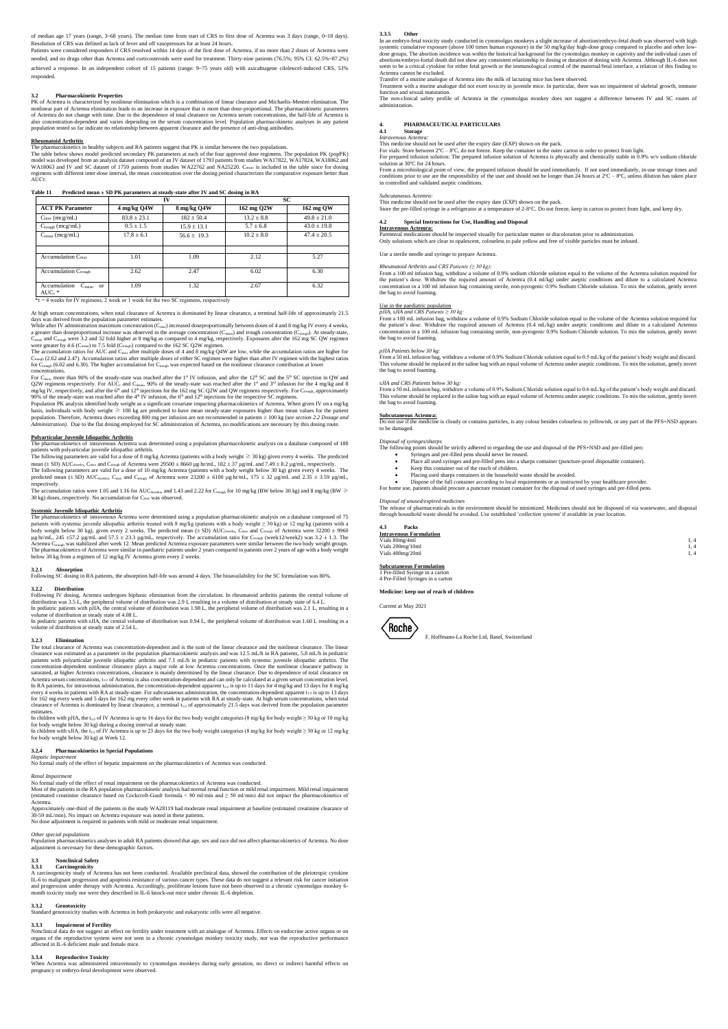of median age 17 years (range, 3–68 years). The median time from start of CRS to first dose of Actemra was 3 days (range, 0–18 days). Resolution of CRS was defined as lack of fever and off vasopressors for at least 24 hours.

Patients were considered responders if CRS resolved within 14 days of the first dose of Actemra, if no more than 2 doses of Actemra were needed, and no drugs other than Actemra and corticosteroids were used for treatment. Thirty-nine patients (76.5%; 95% CI: 62.5%–87.2%) achieved a response. In an independent cohort of 15 patients (range: 9–75 years old) with axicabtagene ciloleucel-induced CRS, 53% responded.

### 3.2 Pharmacokinetic Properties

PK of Actemra is characterized by nonlinear elimination which is a combination of linear clearance and Michaelis-Menten elimination. The nonlinear part of Actemra elimination leads to an increase in exposure that is more than dose-proportional. The pharmacokinetic parameters of Actemra do not change with time. Due to the dependence of total clearance on Actemra serum concentrations, the half-life of Actemra is also concentration-dependent and varies depending on the serum concentration level. Population pharmacokinetic analyses in any patient population tested so far indicate no relationship between apparent clearance and the presence of anti-drug antibodies.

**Rheumatoid Arthritis**

The pharmacokinetics in healthy subjects and RA patients suggest that PK is similar between the two populations.

The table below shows model predicted secondary PK parameters at each of the four approved dose regimens. The population PK (popPK) model was developed from an analysis dataset composed of an IV dataset of 1793 patients from studies WA17822, WA17824, WA18062 and WA18063 and IV and SC dataset of 1759 patients from studies WA22762 and NA25220. $C_{mean}$ is included in the table since for dosing regimens with different inter-dose interval, the mean concentration over the dosing period characterizes the comparative exposure better than $AUC_\tau$.

**Table 11 Predicted mean ± SD PK parameters at steady-state after IV and SC dosing in RA**

| | IV | | SC | |
|---|---|---|---|---|
| **ACT PK Parameter** | **4 mg/kg Q4W** | **8 mg/kg Q4W** | **162 mg Q2W** | **162 mg QW** |
| $C_{max}$ (mcg/mL) | 83.8 ± 23.1 | 182 ± 50.4 | 13.2 ± 8.8 | 49.8 ± 21.0 |
| $C_{trough}$ (mcg/mL) | 0.5 ± 1.5 | 15.9 ± 13.1 | 5.7 ± 6.8 | 43.0 ± 19.8 |
| $C_{mean}$ (mcg/mL) | 17.8 ± 6.1 | 56.6 ± 19.3 | 10.2 ± 8.0 | 47.4 ± 20.5 |
| | | | | |
| Accumulation $C_{max}$ | 1.01 | 1.09 | 2.12 | 5.27 |
| Accumulation $C_{trough}$ | 2.62 | 2.47 | 6.02 | 6.30 |
| Accumulation $C_{mean}$ or $AUC_\tau$ * | 1.09 | 1.32 | 2.67 | 6.32 |

*τ = 4 weeks for IV regimens, 2 week or 1 week for the two SC regimens, respectively

At high serum concentrations, when total clearance of Actemra is dominated by linear clearance, a terminal half-life of approximately 21.5 days was derived from the population parameter estimates.

While after IV administration maximum concentration ($C_{max}$) increased doseproportionally between doses of 4 and 8 mg/kg IV every 4 weeks, a greater than doseproportional increase was observed in the average concentration ($C_{mean}$) and trough concentration ($C_{trough}$). At steady-state, $C_{mean}$ and $C_{trough}$ were 3.2 and 32 fold higher at 8 mg/kg as compared to 4 mg/kg, respectively. Exposures after the 162 mg SC QW regimen were greater by 4.6 ($C_{mean}$) to 7.5 fold ($C_{trough}$) compared to the 162 SC Q2W regimen.

The accumulation ratios for AUC and $C_{max}$ after multiple doses of 4 and 8 mg/kg Q4W are low, while the accumulation ratios are higher for $C_{trough}$ (2.62 and 2.47). Accumulation ratios after multiple doses of either SC regimen were higher than after IV regimen with the highest ratios for $C_{trough}$ (6.02 and 6.30). The higher accumulation for $C_{trough}$ was expected based on the nonlinear clearance contribution at lower concentrations.

For $C_{max}$, more than 90% of the steady-state was reached after the 1[st] IV infusion, and after the 12[th] SC and the 5[th] SC injection in QW and Q2W regimens respectively. For $AUC_\tau$ and $C_{mean}$, 90% of the steady-state was reached after the 1[st] and 3[rd] infusion for the 4 mg/kg and 8 mg/kg IV, respectively, and after the 6[th] and 12[th] injections for the 162 mg SC Q2W and QW regimens respectively. For $C_{trough}$, approximately 90% of the steady-state was reached after the 4[th] IV infusion, the 6[th] and 12[th] injections for the respective SC regimens.

Population PK analysis identified body weight as a significant covariate impacting pharmacokinetics of Actemra. When given IV on a mg/kg basis, individuals with body weight ≥ 100 kg are predicted to have mean steady-state exposures higher than mean values for the patient population. Therefore, Actemra doses exceeding 800 mg per infusion are not recommended in patients ≥ 100 kg (*see section 2.2 Dosage and Administration)*. Due to the flat dosing employed for SC administration of Actemra, no modifications are necessary by this dosing route.

**Polyarticular Juvenile Idiopathic Arthritis**

The pharmacokinetics of intravenous Actemra was determined using a population pharmacokinetic analysis on a database composed of 188 patients with polyarticular juvenile idiopathic arthritis.

The following parameters are valid for a dose of 8 mg/kg Actemra (patients with a body weight ≥ 30 kg) given every 4 weeks. The predicted mean (± SD) $AUC_{4weeks}$, $C_{max}$ and $C_{trough}$ of Actemra were 29500 ± 8660 µg·hr/mL, 182 ± 37 µg/mL and 7.49 ± 8.2 µg/mL, respectively.

The following parameters are valid for a dose of 10 mg/kg Actemra (patients with a body weight below 30 kg) given every 4 weeks. The predicted mean (± SD) $AUC_{4weeks}$, $C_{max}$ and $C_{trough}$ of Actemra were 23200 ± 6100 µg·hr/mL, 175 ± 32 µg/mL and 2.35 ± 3.59 µg/mL, respectively.

The accumulation ratios were 1.05 and 1.16 for $AUC_{4weeks}$ and 1.43 and 2.22 for $C_{trough}$ for 10 mg/kg (BW below 30 kg) and 8 mg/kg (BW ≥ 30 kg) doses, respectively. No accumulation for $C_{max}$ was observed.

**Systemic Juvenile Idiopathic Arthritis**

The pharmacokinetics of intravenous Actemra were determined using a population pharmacokinetic analysis on a database composed of 75 patients with systemic juvenile idiopathic arthritis treated with 8 mg/kg (patients with a body weight ≥ 30 kg) or 12 mg/kg (patients with a body weight below 30 kg), given every 2 weeks. The predicted mean (± SD) $AUC_{2weeks}$, $C_{max}$ and $C_{trough}$ of Actemra were 32200 ± 9960 µg·hr/mL, 245 ±57.2 µg/mL and 57.5 ± 23.3 µg/mL, respectively. The accumulation ratio for $C_{trough}$ (week12/week2) was 3.2 ± 1.3. The Actemra $C_{trough}$ was stabilized after week 12. Mean predicted Actemra exposure parameters were similar between the two body weight groups. The pharmacokinetics of Actemra were similar in paediatric patients under 2 years compared to patients over 2 years of age with a body weight below 30 kg from a regimen of 12 mg/kg IV Actemra given every 2 weeks.

#### 3.2.1 Absorption

Following SC dosing in RA patients, the absorption half-life was around 4 days. The bioavailability for the SC formulation was 80%.

#### 3.2.2 Distribution

Following IV dosing, Actemra undergoes biphasic elimination from the circulation. In rheumatoid arthritis patients the central volume of distribution was 3.5 L, the peripheral volume of distribution was 2.9 L resulting in a volume of distribution at steady state of 6.4 L.

In pediatric patients with pJIA, the central volume of distribution was 1.98 L, the peripheral volume of distribution was 2.1 L, resulting in a volume of distribution at steady state of 4.08 L.

In pediatric patients with sJIA, the central volume of distribution was 0.94 L, the peripheral volume of distribution was 1.60 L resulting in a volume of distribution at steady state of 2.54 L.

#### 3.2.3 Elimination

The total clearance of Actemra was concentration-dependent and is the sum of the linear clearance and the nonlinear clearance. The linear clearance was estimated as a parameter in the population pharmacokinetic analysis and was 12.5 mL/h in RA patients, 5.8 mL/h in pediatric patients with polyarticular juvenile idiopathic arthritis and 7.1 mL/h in pediatric patients with systemic juvenile idiopathic arthritis. The concentration-dependent nonlinear clearance plays a major role at low Actemra concentrations. Once the nonlinear clearance pathway is saturated, at higher Actemra concentrations, clearance is mainly determined by the linear clearance. Due to dependence of total clearance on Actemra serum concentrations, $t_{1/2}$ of Actemra is also concentration-dependent and can only be calculated at a given serum concentration level.

In RA patients, for intravenous administration, the concentration-dependent apparent $t_{1/2}$ is up to 11 days for 4 mg/kg and 13 days for 8 mg/kg every 4 weeks in patients with RA at steady-state. For subcutaneous administration, the concentration-dependent apparent $t_{1/2}$ is up to 13 days for 162 mg every week and 5 days for 162 mg every other week in patients with RA at steady-state. At high serum concentrations, when total clearance of Actemra is dominated by linear clearance, a terminal $t_{1/2}$ of approximately 21.5 days was derived from the population parameter estimates.

In children with pJIA, the $t_{1/2}$ of IV Actemra is up to 16 days for the two body weight categories (8 mg/kg for body weight ≥ 30 kg or 10 mg/kg for body weight below 30 kg) during a dosing interval at steady state.

In children with sJIA, the $t_{1/2}$ of IV Actemra is up to 23 days for the two body weight categories (8 mg/kg for body weight ≥ 30 kg or 12 mg/kg for body weight below 30 kg) at Week 12.

#### 3.2.4 Pharmacokinetics in Special Populations

*Hepatic Impairment*

No formal study of the effect of hepatic impairment on the pharmacokinetics of Actemra was conducted.

*Renal Impairment*

No formal study of the effect of renal impairment on the pharmacokinetics of Actemra was conducted.

Most of the patients in the RA population pharmacokinetic analysis had normal renal function or mild renal impairment. Mild renal impairment (estimated creatinine clearance based on Cockcroft-Gault formula < 80 ml/min and ≥ 50 ml/min) did not impact the pharmacokinetics of Actemra.

Approximately one-third of the patients in the study WA28119 had moderate renal impairment at baseline (estimated creatinine clearance of 30-59 mL/min). No impact on Actemra exposure was noted in these patients.

No dose adjustment is required in patients with mild or moderate renal impairment.

*Other special populations*

Population pharmacokinetics analyses in adult RA patients showed that age, sex and race did not affect pharmacokinetics of Actemra. No dose adjustment is necessary for these demographic factors.

### 3.3 Nonclinical Safety

#### 3.3.1 Carcinogenicity

A carcinogenicity study of Actemra has not been conducted. Available preclinical data, showed the contribution of the pleiotropic cytokine IL-6 to malignant progression and apoptosis resistance of various cancer types. These data do not suggest a relevant risk for cancer initiation and progression under therapy with Actemra. Accordingly, proliferate lesions have not been observed in a chronic cynomolgus monkey 6-month toxicity study nor were they described in IL-6 knock-out mice under chronic IL-6 depletion.

#### 3.3.2 Genotoxicity

Standard genotoxicity studies with Actemra in both prokaryotic and eukaryotic cells were all negative.

#### 3.3.3 Impairment of Fertility

Nonclinical data do not suggest an effect on fertility under treatment with an analogue of Actemra. Effects on endocrine active or on organs of the reproductive system were not seen in a chronic cynomolgus monkey toxicity study, nor was the reproductive performance affected in IL-6 deficient male and female mice.

#### 3.3.4 Reproductive Toxicity

When Actemra was administered intravenously to cynomolgus monkeys during early gestation, no direct or indirect harmful effects on pregnancy or embryo-fetal development were observed.

#### 3.3.5 Other

In an embryo-fetal toxicity study conducted in cynomolgus monkeys a slight increase of abortion/embryo-fetal death was observed with high systemic cumulative exposure (above 100 times human exposure) in the 50 mg/kg/day high-dose group compared to placebo and other low-dose groups. The abortion incidence was within the historical background for the cynomolgus monkey in captivity and the individual cases of abortions/embryo-foetal death did not show any consistent relationship to dosing or duration of dosing with Actemra. Although IL-6 does not seem to be a critical cytokine for either fetal growth or the immunological control of the maternal/fetal interface, a relation of this finding to Actemra cannot be excluded.

Transfer of a murine analogue of Actemra into the milk of lactating mice has been observed.

Treatment with a murine analogue did not exert toxicity in juvenile mice. In particular, there was no impairment of skeletal growth, immune function and sexual maturation.

The non-clinical safety profile of Actemra in the cynomolgus monkey does not suggest a difference between IV and SC routes of administration.

## 4. PHARMACEUTICAL PARTICULARS

### 4.1 Storage

*Intravenous Actemra:*

This medicine should not be used after the expiry date (EXP) shown on the pack.

For vials: Store between 2°C – 8°C, do not freeze. Keep the container in the outer carton in order to protect from light.

For prepared infusion solution: The prepared infusion solution of Actemra is physically and chemically stable in 0.9% w/v sodium chloride solution at 30°C for 24 hours.

From a microbiological point of view, the prepared infusion should be used immediately. If not used immediately, in-use storage times and conditions prior to use are the responsibility of the user and should not be longer than 24 hours at 2°C – 8°C, unless dilution has taken place in controlled and validated aseptic conditions.

*Subcutaneous Actemra:*

This medicine should not be used after the expiry date (EXP) shown on the pack.

Store the pre-filled syringe in a refrigerator at a temperature of 2-8°C. Do not freeze, keep in carton to protect from light, and keep dry.

### 4.2 Special Instructions for Use, Handling and Disposal

**Intravenous Actemra:**

Parenteral medications should be inspected visually for particulate matter or discoloration prior to administration.

Only solutions which are clear to opalescent, colourless to pale yellow and free of visible particles must be infused.

Use a sterile needle and syringe to prepare Actemra.

*Rheumatoid Arthritis and CRS Patients (≥ 30 kg):*

From a 100 ml infusion bag, withdraw a volume of 0.9% sodium chloride solution equal to the volume of the Actemra solution required for the patient's dose. Withdraw the required amount of Actemra (0.4 ml/kg) under aseptic conditions and dilute to a calculated Actemra concentration in a 100 ml infusion bag containing sterile, non-pyrogenic 0.9% Sodium Chloride solution. To mix the solution, gently invert the bag to avoid foaming.

Use in the paediatric population

*pJIA, sJIA and CRS Patients ≥ 30 kg:*

From a 100 mL infusion bag, withdraw a volume of 0.9% Sodium Chloride solution equal to the volume of the Actemra solution required for the patient's dose. Withdraw the required amount of Actemra (0.4 mL/kg) under aseptic conditions and dilute to a calculated Actemra concentration in a 100 mL infusion bag containing sterile, non-pyrogenic 0.9% Sodium Chloride solution. To mix the solution, gently invert the bag to avoid foaming.

*pJIA Patients below 30 kg:*

From a 50 mL infusion bag, withdraw a volume of 0.9% Sodium Chloride solution equal to 0.5 mL/kg of the patient's body weight and discard. This volume should be replaced in the saline bag with an equal volume of Actemra under aseptic conditions. To mix the solution, gently invert the bag to avoid foaming.

*sJIA and CRS Patients below 30 kg:*

From a 50 mL infusion bag, withdraw a volume of 0.9% Sodium Chloride solution equal to 0.6 mL/kg of the patient's body weight and discard. This volume should be replaced in the saline bag with an equal volume of Actemra under aseptic conditions. To mix the solution, gently invert the bag to avoid foaming.

**Subcutaneous Actemra:**

Do not use if the medicine is cloudy or contains particles, is any colour besides colourless to yellowish, or any part of the PFS+NSD appears to be damaged.

*Disposal of syringes/sharps*

The following points should be strictly adhered to regarding the use and disposal of the PFS+NSD and pre-filled pen:

- Syringes and pre-filled pens should never be reused.
- Place all used syringes and pre-filled pens into a sharps container (puncture-proof disposable container).
- Keep this container out of the reach of children.
- Placing used sharps containers in the household waste should be avoided.
- Dispose of the full container according to local requirements or as instructed by your healthcare provider.

For home use, patients should procure a puncture resistant container for the disposal of used syringes and pre-filled pens.

*Disposal of unused/expired medicines*

The release of pharmaceuticals in the environment should be minimized. Medicines should not be disposed of via wastewater, and disposal through household waste should be avoided. Use established '*collection systems*' if available in your location.

### 4.3 Packs

**Intravenous Formulation**

| | |
|---|---|
| Vials 80mg/4ml | 1, 4 |
| Vials 200mg/10ml | 1, 4 |
| Vials 400mg/20ml | 1, 4 |

**Subcutaneous Formulation**

1 Pre-filled Syringe in a carton

4 Pre-Filled Syringes in a carton

**Medicine: keep out of reach of children**

Current at May 2021

Roche

F. Hoffmann-La Roche Ltd, Basel, Switzerland